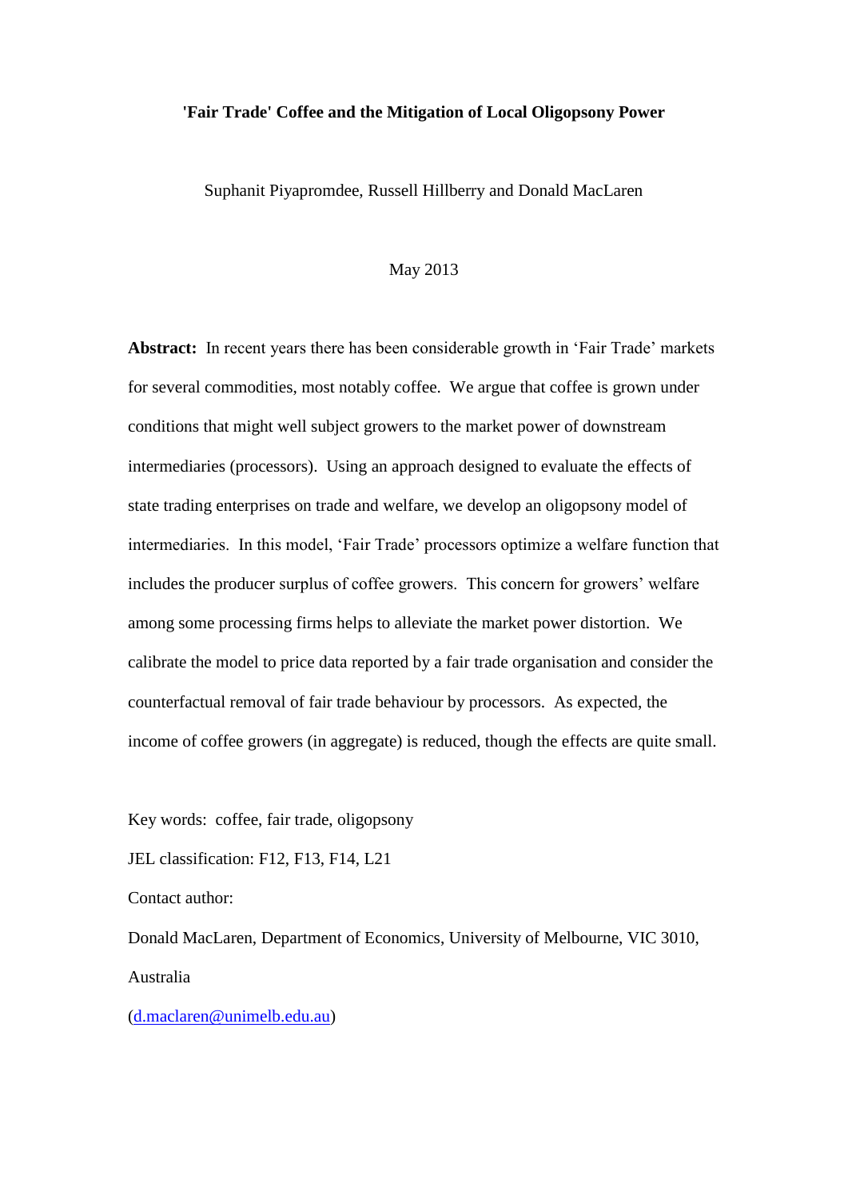# 'Fair Trade' Coffee and the Mitigation of Local Oligopsony Power

Suphanit Piyapromdee, Russell Hillberry and Donald MacLaren

May 2013

**Abstract:** In recent years there has been considerable growth in 'Fair Trade' markets for several commodities, most notably coffee. We argue that coffee is grown under conditions that might well subject growers to the market power of downstream intermediaries (processors). Using an approach designed to evaluate the effects of state trading enterprises on trade and welfare, we develop an oligopsony model of intermediaries. In this model, 'Fair Trade' processors optimize a welfare function that includes the producer surplus of coffee growers. This concern for growers' welfare among some processing firms helps to alleviate the market power distortion. We calibrate the model to price data reported by a fair trade organisation and consider the counterfactual removal of fair trade behaviour by processors. As expected, the income of coffee growers (in aggregate) is reduced, though the effects are quite small.

Key words: coffee, fair trade, oligopsony

JEL classification: F12, F13, F14, L21

Contact author:

Donald MacLaren, Department of Economics, University of Melbourne, VIC 3010, Australia

(d.maclaren@unimelb.edu.au)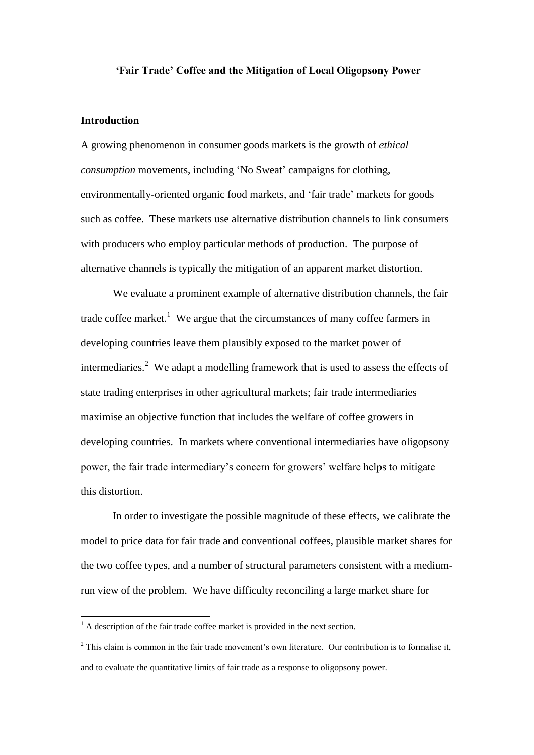**'Fair Trade' Coffee and the Mitigation of Local Oligopsony Power**

## Introduction

A growing phenomenon in consumer goods markets is the growth of *ethical consumption* movements, including 'No Sweat' campaigns for clothing, environmentally-oriented organic food markets, and 'fair trade' markets for goods such as coffee. These markets use alternative distribution channels to link consumers with producers who employ particular methods of production. The purpose of alternative channels is typically the mitigation of an apparent market distortion.

We evaluate a prominent example of alternative distribution channels, the fair trade coffee market.[1] We argue that the circumstances of many coffee farmers in developing countries leave them plausibly exposed to the market power of intermediaries.[2] We adapt a modelling framework that is used to assess the effects of state trading enterprises in other agricultural markets; fair trade intermediaries maximise an objective function that includes the welfare of coffee growers in developing countries. In markets where conventional intermediaries have oligopsony power, the fair trade intermediary's concern for growers' welfare helps to mitigate this distortion.

In order to investigate the possible magnitude of these effects, we calibrate the model to price data for fair trade and conventional coffees, plausible market shares for the two coffee types, and a number of structural parameters consistent with a medium-run view of the problem. We have difficulty reconciling a large market share for

[1] A description of the fair trade coffee market is provided in the next section.

[2] This claim is common in the fair trade movement's own literature. Our contribution is to formalise it, and to evaluate the quantitative limits of fair trade as a response to oligopsony power.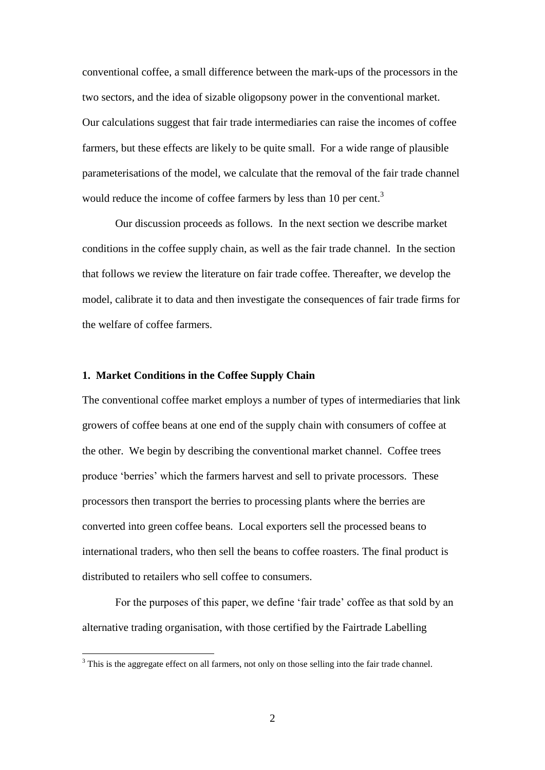conventional coffee, a small difference between the mark-ups of the processors in the two sectors, and the idea of sizable oligopsony power in the conventional market. Our calculations suggest that fair trade intermediaries can raise the incomes of coffee farmers, but these effects are likely to be quite small. For a wide range of plausible parameterisations of the model, we calculate that the removal of the fair trade channel would reduce the income of coffee farmers by less than 10 per cent.[3]

Our discussion proceeds as follows. In the next section we describe market conditions in the coffee supply chain, as well as the fair trade channel. In the section that follows we review the literature on fair trade coffee. Thereafter, we develop the model, calibrate it to data and then investigate the consequences of fair trade firms for the welfare of coffee farmers.

## 1. Market Conditions in the Coffee Supply Chain

The conventional coffee market employs a number of types of intermediaries that link growers of coffee beans at one end of the supply chain with consumers of coffee at the other. We begin by describing the conventional market channel. Coffee trees produce 'berries' which the farmers harvest and sell to private processors. These processors then transport the berries to processing plants where the berries are converted into green coffee beans. Local exporters sell the processed beans to international traders, who then sell the beans to coffee roasters. The final product is distributed to retailers who sell coffee to consumers.

For the purposes of this paper, we define 'fair trade' coffee as that sold by an alternative trading organisation, with those certified by the Fairtrade Labelling

[3] This is the aggregate effect on all farmers, not only on those selling into the fair trade channel.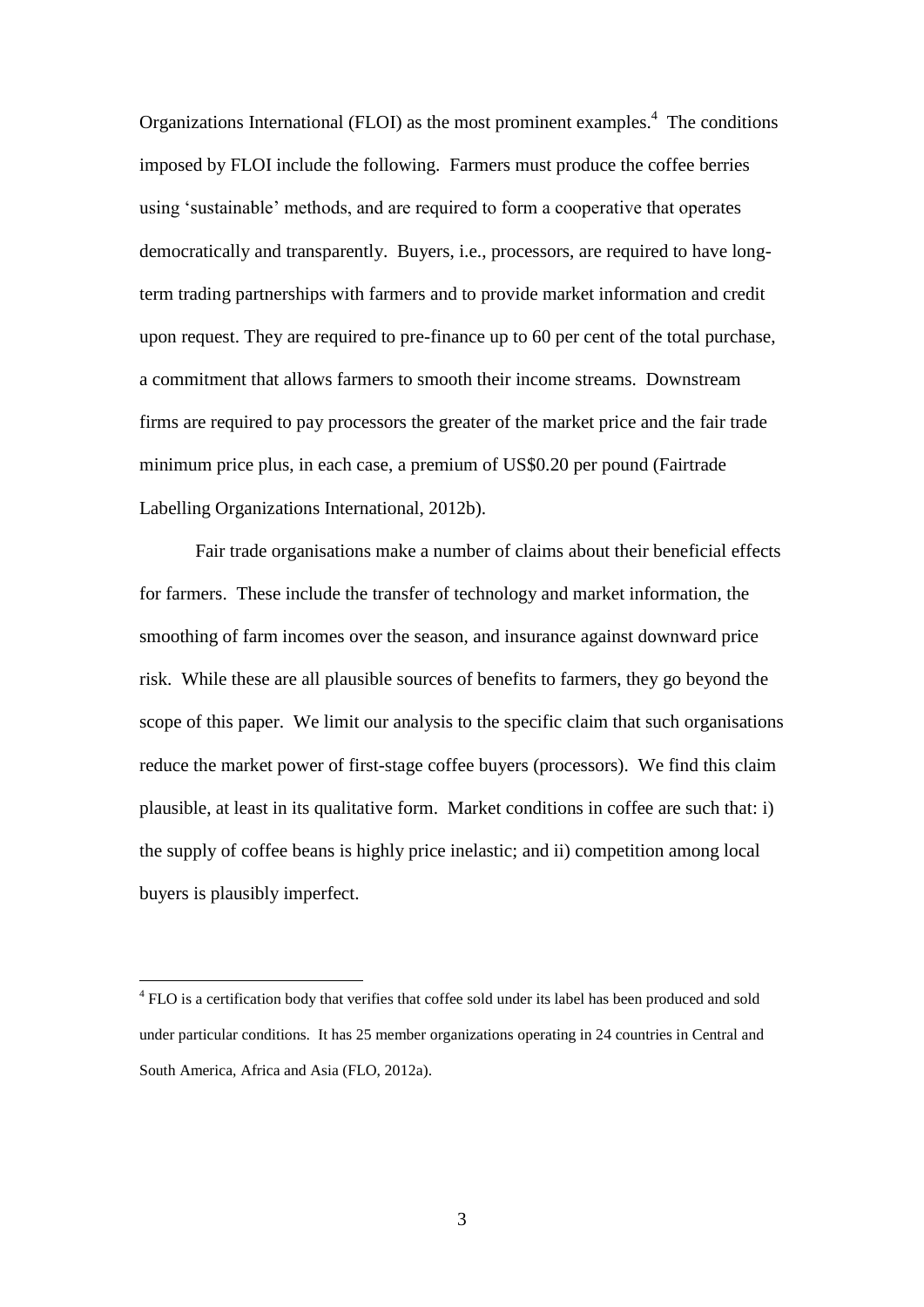Organizations International (FLOI) as the most prominent examples.[4] The conditions imposed by FLOI include the following. Farmers must produce the coffee berries using 'sustainable' methods, and are required to form a cooperative that operates democratically and transparently. Buyers, i.e., processors, are required to have long-term trading partnerships with farmers and to provide market information and credit upon request. They are required to pre-finance up to 60 per cent of the total purchase, a commitment that allows farmers to smooth their income streams. Downstream firms are required to pay processors the greater of the market price and the fair trade minimum price plus, in each case, a premium of US$0.20 per pound (Fairtrade Labelling Organizations International, 2012b).

Fair trade organisations make a number of claims about their beneficial effects for farmers. These include the transfer of technology and market information, the smoothing of farm incomes over the season, and insurance against downward price risk. While these are all plausible sources of benefits to farmers, they go beyond the scope of this paper. We limit our analysis to the specific claim that such organisations reduce the market power of first-stage coffee buyers (processors). We find this claim plausible, at least in its qualitative form. Market conditions in coffee are such that: i) the supply of coffee beans is highly price inelastic; and ii) competition among local buyers is plausibly imperfect.

[4] FLO is a certification body that verifies that coffee sold under its label has been produced and sold under particular conditions. It has 25 member organizations operating in 24 countries in Central and South America, Africa and Asia (FLO, 2012a).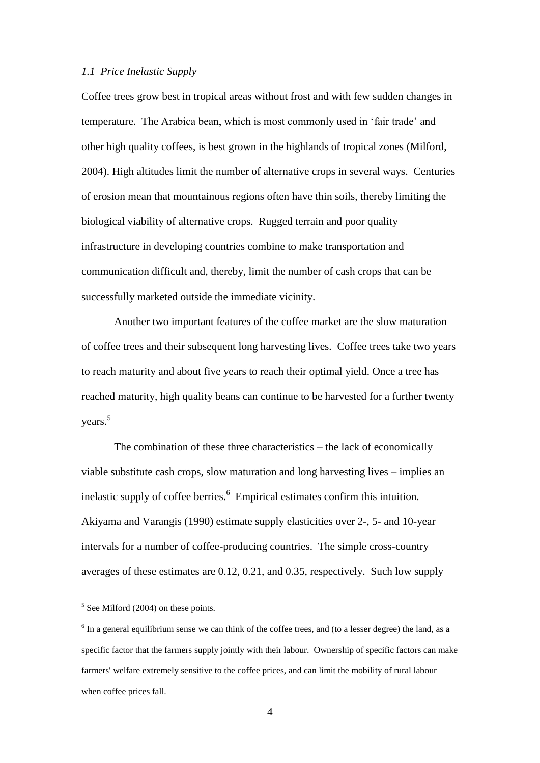### *1.1 Price Inelastic Supply*

Coffee trees grow best in tropical areas without frost and with few sudden changes in temperature. The Arabica bean, which is most commonly used in 'fair trade' and other high quality coffees, is best grown in the highlands of tropical zones (Milford, 2004). High altitudes limit the number of alternative crops in several ways. Centuries of erosion mean that mountainous regions often have thin soils, thereby limiting the biological viability of alternative crops. Rugged terrain and poor quality infrastructure in developing countries combine to make transportation and communication difficult and, thereby, limit the number of cash crops that can be successfully marketed outside the immediate vicinity.

Another two important features of the coffee market are the slow maturation of coffee trees and their subsequent long harvesting lives. Coffee trees take two years to reach maturity and about five years to reach their optimal yield. Once a tree has reached maturity, high quality beans can continue to be harvested for a further twenty years.[5]

The combination of these three characteristics – the lack of economically viable substitute cash crops, slow maturation and long harvesting lives – implies an inelastic supply of coffee berries.[6] Empirical estimates confirm this intuition. Akiyama and Varangis (1990) estimate supply elasticities over 2-, 5- and 10-year intervals for a number of coffee-producing countries. The simple cross-country averages of these estimates are 0.12, 0.21, and 0.35, respectively. Such low supply

---

[5] See Milford (2004) on these points.

[6] In a general equilibrium sense we can think of the coffee trees, and (to a lesser degree) the land, as a specific factor that the farmers supply jointly with their labour. Ownership of specific factors can make farmers' welfare extremely sensitive to the coffee prices, and can limit the mobility of rural labour when coffee prices fall.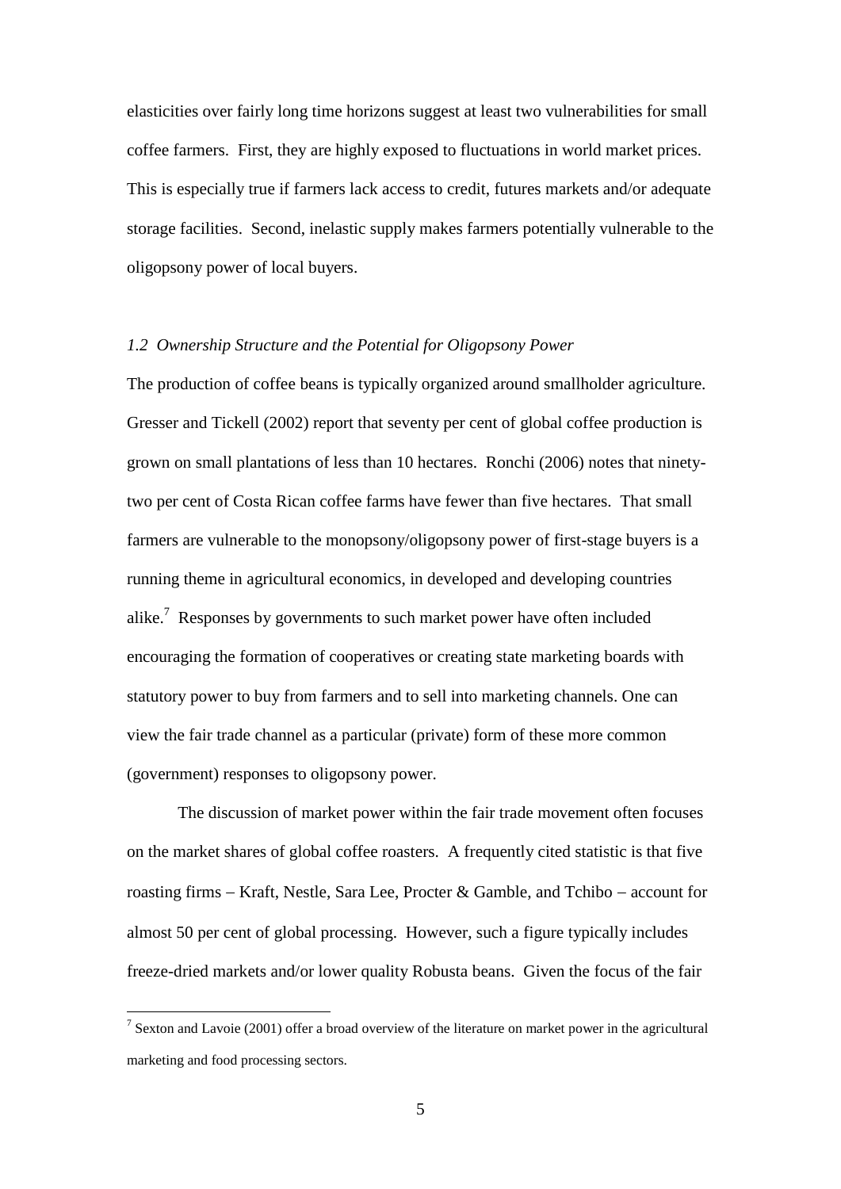elasticities over fairly long time horizons suggest at least two vulnerabilities for small coffee farmers. First, they are highly exposed to fluctuations in world market prices. This is especially true if farmers lack access to credit, futures markets and/or adequate storage facilities. Second, inelastic supply makes farmers potentially vulnerable to the oligopsony power of local buyers.

### *1.2 Ownership Structure and the Potential for Oligopsony Power*

The production of coffee beans is typically organized around smallholder agriculture. Gresser and Tickell (2002) report that seventy per cent of global coffee production is grown on small plantations of less than 10 hectares. Ronchi (2006) notes that ninety-two per cent of Costa Rican coffee farms have fewer than five hectares. That small farmers are vulnerable to the monopsony/oligopsony power of first-stage buyers is a running theme in agricultural economics, in developed and developing countries alike.[7] Responses by governments to such market power have often included encouraging the formation of cooperatives or creating state marketing boards with statutory power to buy from farmers and to sell into marketing channels. One can view the fair trade channel as a particular (private) form of these more common (government) responses to oligopsony power.

The discussion of market power within the fair trade movement often focuses on the market shares of global coffee roasters. A frequently cited statistic is that five roasting firms – Kraft, Nestle, Sara Lee, Procter & Gamble, and Tchibo – account for almost 50 per cent of global processing. However, such a figure typically includes freeze-dried markets and/or lower quality Robusta beans. Given the focus of the fair

[7] Sexton and Lavoie (2001) offer a broad overview of the literature on market power in the agricultural marketing and food processing sectors.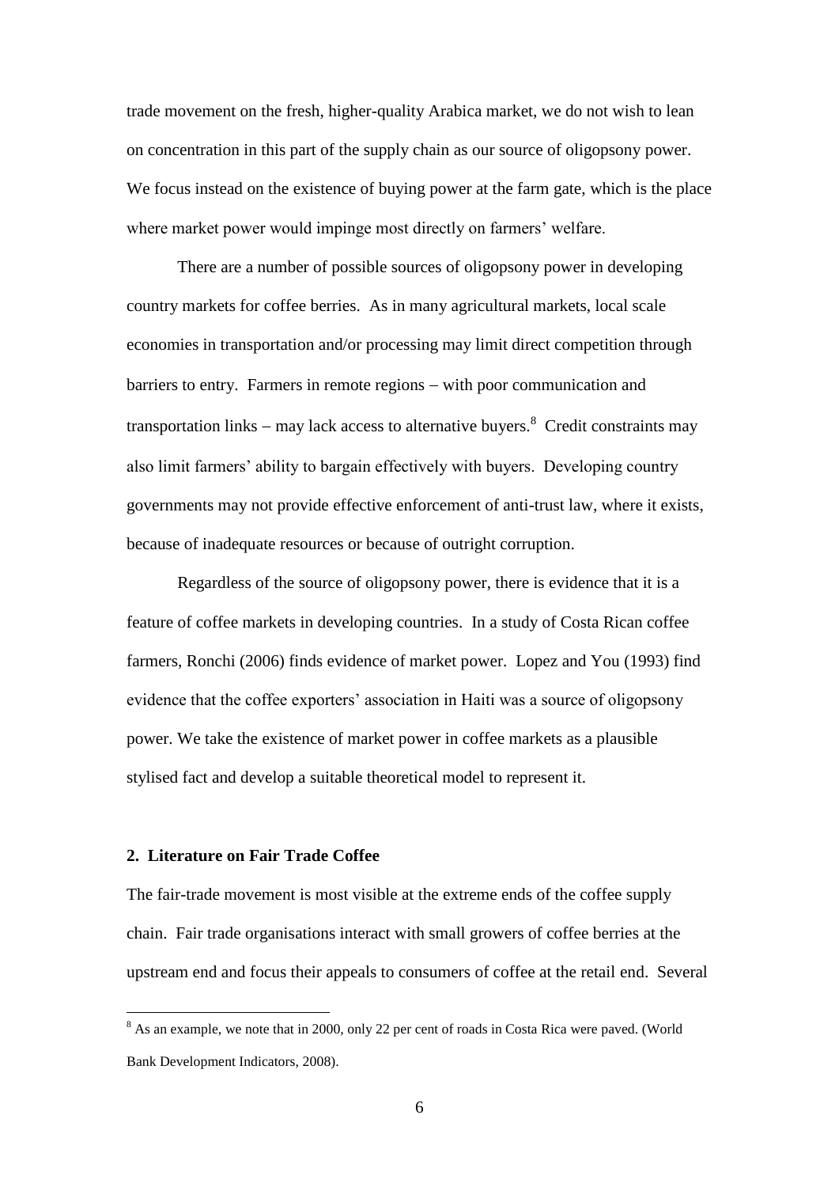trade movement on the fresh, higher-quality Arabica market, we do not wish to lean on concentration in this part of the supply chain as our source of oligopsony power. We focus instead on the existence of buying power at the farm gate, which is the place where market power would impinge most directly on farmers' welfare.

There are a number of possible sources of oligopsony power in developing country markets for coffee berries. As in many agricultural markets, local scale economies in transportation and/or processing may limit direct competition through barriers to entry. Farmers in remote regions – with poor communication and transportation links – may lack access to alternative buyers.[8] Credit constraints may also limit farmers' ability to bargain effectively with buyers. Developing country governments may not provide effective enforcement of anti-trust law, where it exists, because of inadequate resources or because of outright corruption.

Regardless of the source of oligopsony power, there is evidence that it is a feature of coffee markets in developing countries. In a study of Costa Rican coffee farmers, Ronchi (2006) finds evidence of market power. Lopez and You (1993) find evidence that the coffee exporters' association in Haiti was a source of oligopsony power. We take the existence of market power in coffee markets as a plausible stylised fact and develop a suitable theoretical model to represent it.

## 2. Literature on Fair Trade Coffee

The fair-trade movement is most visible at the extreme ends of the coffee supply chain. Fair trade organisations interact with small growers of coffee berries at the upstream end and focus their appeals to consumers of coffee at the retail end. Several

[8] As an example, we note that in 2000, only 22 per cent of roads in Costa Rica were paved. (World Bank Development Indicators, 2008).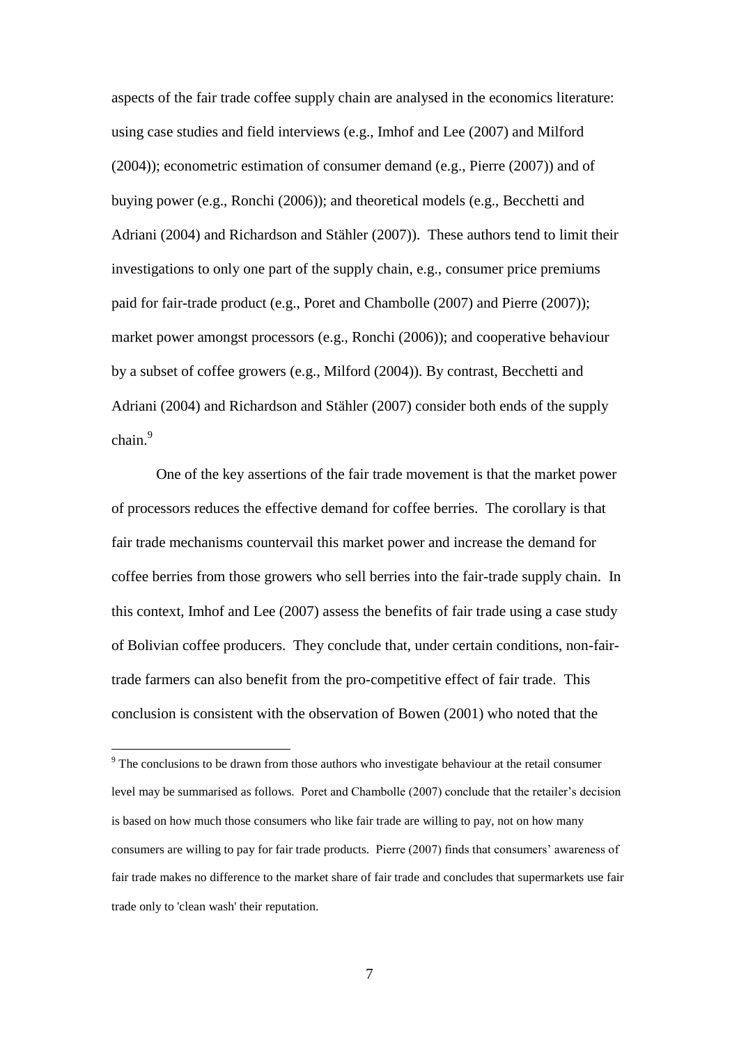aspects of the fair trade coffee supply chain are analysed in the economics literature: using case studies and field interviews (e.g., Imhof and Lee (2007) and Milford (2004)); econometric estimation of consumer demand (e.g., Pierre (2007)) and of buying power (e.g., Ronchi (2006)); and theoretical models (e.g., Becchetti and Adriani (2004) and Richardson and Stähler (2007)). These authors tend to limit their investigations to only one part of the supply chain, e.g., consumer price premiums paid for fair-trade product (e.g., Poret and Chambolle (2007) and Pierre (2007)); market power amongst processors (e.g., Ronchi (2006)); and cooperative behaviour by a subset of coffee growers (e.g., Milford (2004)). By contrast, Becchetti and Adriani (2004) and Richardson and Stähler (2007) consider both ends of the supply chain.[9]

One of the key assertions of the fair trade movement is that the market power of processors reduces the effective demand for coffee berries. The corollary is that fair trade mechanisms countervail this market power and increase the demand for coffee berries from those growers who sell berries into the fair-trade supply chain. In this context, Imhof and Lee (2007) assess the benefits of fair trade using a case study of Bolivian coffee producers. They conclude that, under certain conditions, non-fair-trade farmers can also benefit from the pro-competitive effect of fair trade. This conclusion is consistent with the observation of Bowen (2001) who noted that the

[9] The conclusions to be drawn from those authors who investigate behaviour at the retail consumer level may be summarised as follows. Poret and Chambolle (2007) conclude that the retailer's decision is based on how much those consumers who like fair trade are willing to pay, not on how many consumers are willing to pay for fair trade products. Pierre (2007) finds that consumers' awareness of fair trade makes no difference to the market share of fair trade and concludes that supermarkets use fair trade only to 'clean wash' their reputation.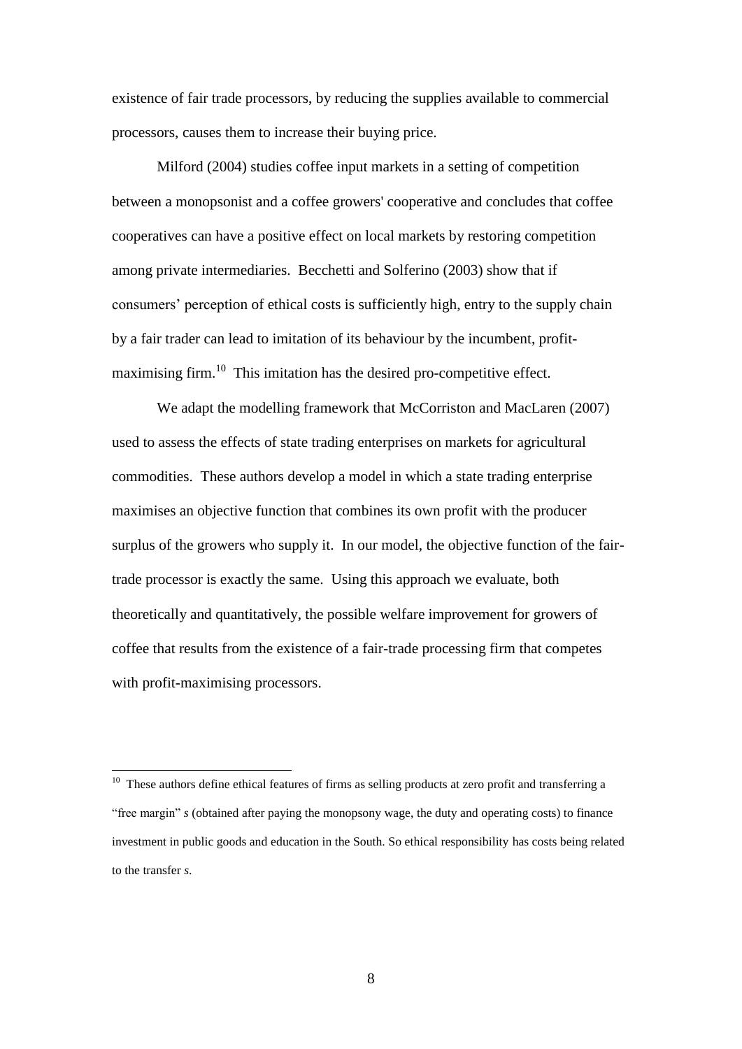existence of fair trade processors, by reducing the supplies available to commercial processors, causes them to increase their buying price.

Milford (2004) studies coffee input markets in a setting of competition between a monopsonist and a coffee growers' cooperative and concludes that coffee cooperatives can have a positive effect on local markets by restoring competition among private intermediaries. Becchetti and Solferino (2003) show that if consumers' perception of ethical costs is sufficiently high, entry to the supply chain by a fair trader can lead to imitation of its behaviour by the incumbent, profit-maximising firm.[10] This imitation has the desired pro-competitive effect.

We adapt the modelling framework that McCorriston and MacLaren (2007) used to assess the effects of state trading enterprises on markets for agricultural commodities. These authors develop a model in which a state trading enterprise maximises an objective function that combines its own profit with the producer surplus of the growers who supply it. In our model, the objective function of the fair-trade processor is exactly the same. Using this approach we evaluate, both theoretically and quantitatively, the possible welfare improvement for growers of coffee that results from the existence of a fair-trade processing firm that competes with profit-maximising processors.

---

[10] These authors define ethical features of firms as selling products at zero profit and transferring a "free margin" $s$ (obtained after paying the monopsony wage, the duty and operating costs) to finance investment in public goods and education in the South. So ethical responsibility has costs being related to the transfer $s$.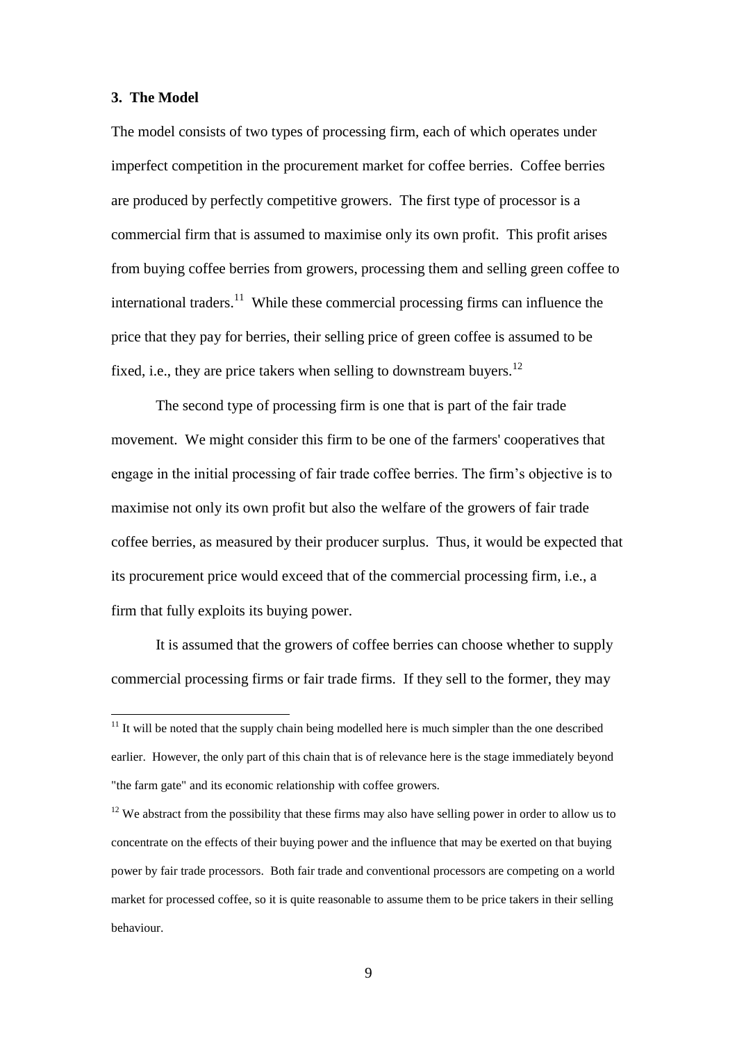### 3. The Model

The model consists of two types of processing firm, each of which operates under imperfect competition in the procurement market for coffee berries. Coffee berries are produced by perfectly competitive growers. The first type of processor is a commercial firm that is assumed to maximise only its own profit. This profit arises from buying coffee berries from growers, processing them and selling green coffee to international traders.[11] While these commercial processing firms can influence the price that they pay for berries, their selling price of green coffee is assumed to be fixed, i.e., they are price takers when selling to downstream buyers.[12]

The second type of processing firm is one that is part of the fair trade movement. We might consider this firm to be one of the farmers' cooperatives that engage in the initial processing of fair trade coffee berries. The firm's objective is to maximise not only its own profit but also the welfare of the growers of fair trade coffee berries, as measured by their producer surplus. Thus, it would be expected that its procurement price would exceed that of the commercial processing firm, i.e., a firm that fully exploits its buying power.

It is assumed that the growers of coffee berries can choose whether to supply commercial processing firms or fair trade firms. If they sell to the former, they may

[11] It will be noted that the supply chain being modelled here is much simpler than the one described earlier. However, the only part of this chain that is of relevance here is the stage immediately beyond "the farm gate" and its economic relationship with coffee growers.

[12] We abstract from the possibility that these firms may also have selling power in order to allow us to concentrate on the effects of their buying power and the influence that may be exerted on that buying power by fair trade processors. Both fair trade and conventional processors are competing on a world market for processed coffee, so it is quite reasonable to assume them to be price takers in their selling behaviour.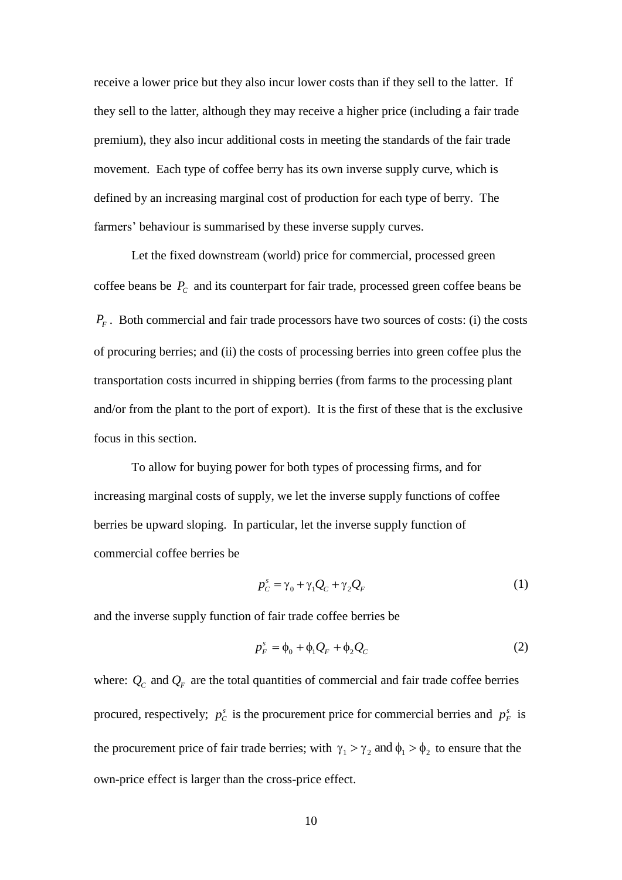receive a lower price but they also incur lower costs than if they sell to the latter. If they sell to the latter, although they may receive a higher price (including a fair trade premium), they also incur additional costs in meeting the standards of the fair trade movement. Each type of coffee berry has its own inverse supply curve, which is defined by an increasing marginal cost of production for each type of berry. The farmers' behaviour is summarised by these inverse supply curves.

Let the fixed downstream (world) price for commercial, processed green coffee beans be $P_C$ and its counterpart for fair trade, processed green coffee beans be $P_F$. Both commercial and fair trade processors have two sources of costs: (i) the costs of procuring berries; and (ii) the costs of processing berries into green coffee plus the transportation costs incurred in shipping berries (from farms to the processing plant and/or from the plant to the port of export). It is the first of these that is the exclusive focus in this section.

To allow for buying power for both types of processing firms, and for increasing marginal costs of supply, we let the inverse supply functions of coffee berries be upward sloping. In particular, let the inverse supply function of commercial coffee berries be

$$p_C^s = \gamma_0 + \gamma_1 Q_C + \gamma_2 Q_F \tag{1}$$

and the inverse supply function of fair trade coffee berries be

$$p_F^s = \phi_0 + \phi_1 Q_F + \phi_2 Q_C \tag{2}$$

where: $Q_C$ and $Q_F$ are the total quantities of commercial and fair trade coffee berries procured, respectively; $p_C^s$ is the procurement price for commercial berries and $p_F^s$ is the procurement price of fair trade berries; with $\gamma_1 > \gamma_2$ and $\phi_1 > \phi_2$ to ensure that the own-price effect is larger than the cross-price effect.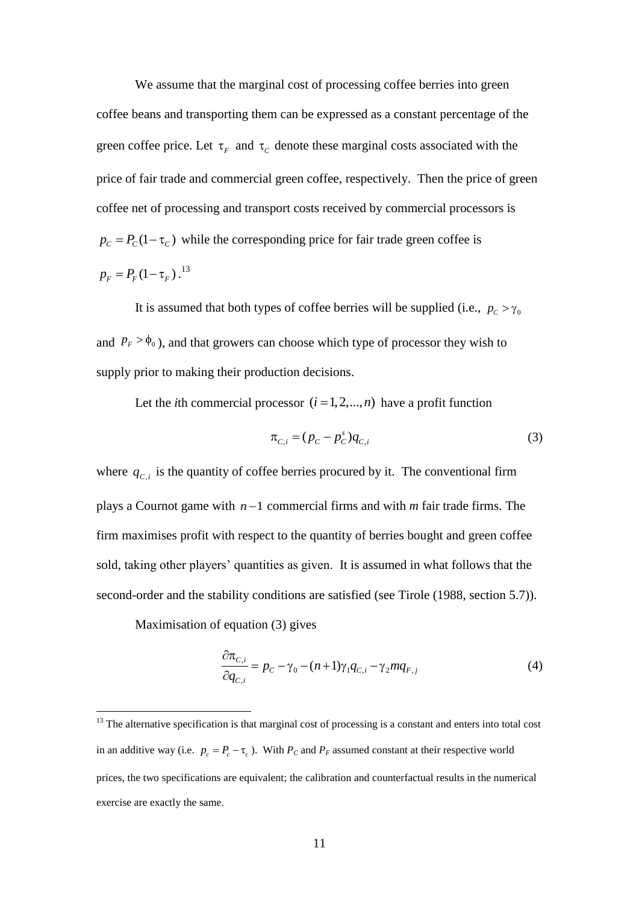We assume that the marginal cost of processing coffee berries into green coffee beans and transporting them can be expressed as a constant percentage of the green coffee price. Let $\tau_F$ and $\tau_C$ denote these marginal costs associated with the price of fair trade and commercial green coffee, respectively. Then the price of green coffee net of processing and transport costs received by commercial processors is $p_C = P_C(1-\tau_C)$ while the corresponding price for fair trade green coffee is $p_F = P_F(1-\tau_F)$.[13]

It is assumed that both types of coffee berries will be supplied (i.e., $p_C > \gamma_0$ and $p_F > \phi_0$), and that growers can choose which type of processor they wish to supply prior to making their production decisions.

Let the *i*th commercial processor $(i = 1, 2, ..., n)$ have a profit function

$$\pi_{C,i} = (p_C - p_C^s)q_{C,i} \tag{3}$$

where $q_{C,i}$ is the quantity of coffee berries procured by it. The conventional firm plays a Cournot game with $n-1$ commercial firms and with *m* fair trade firms. The firm maximises profit with respect to the quantity of berries bought and green coffee sold, taking other players' quantities as given. It is assumed in what follows that the second-order and the stability conditions are satisfied (see Tirole (1988, section 5.7)).

Maximisation of equation (3) gives

$$\frac{\partial \pi_{C,i}}{\partial q_{C,i}} = p_C - \gamma_0 - (n+1)\gamma_1 q_{C,i} - \gamma_2 m q_{F,j} \tag{4}$$

---

[13] The alternative specification is that marginal cost of processing is a constant and enters into total cost in an additive way (i.e. $p_c = P_c - \tau_c$). With $P_C$ and $P_F$ assumed constant at their respective world prices, the two specifications are equivalent; the calibration and counterfactual results in the numerical exercise are exactly the same.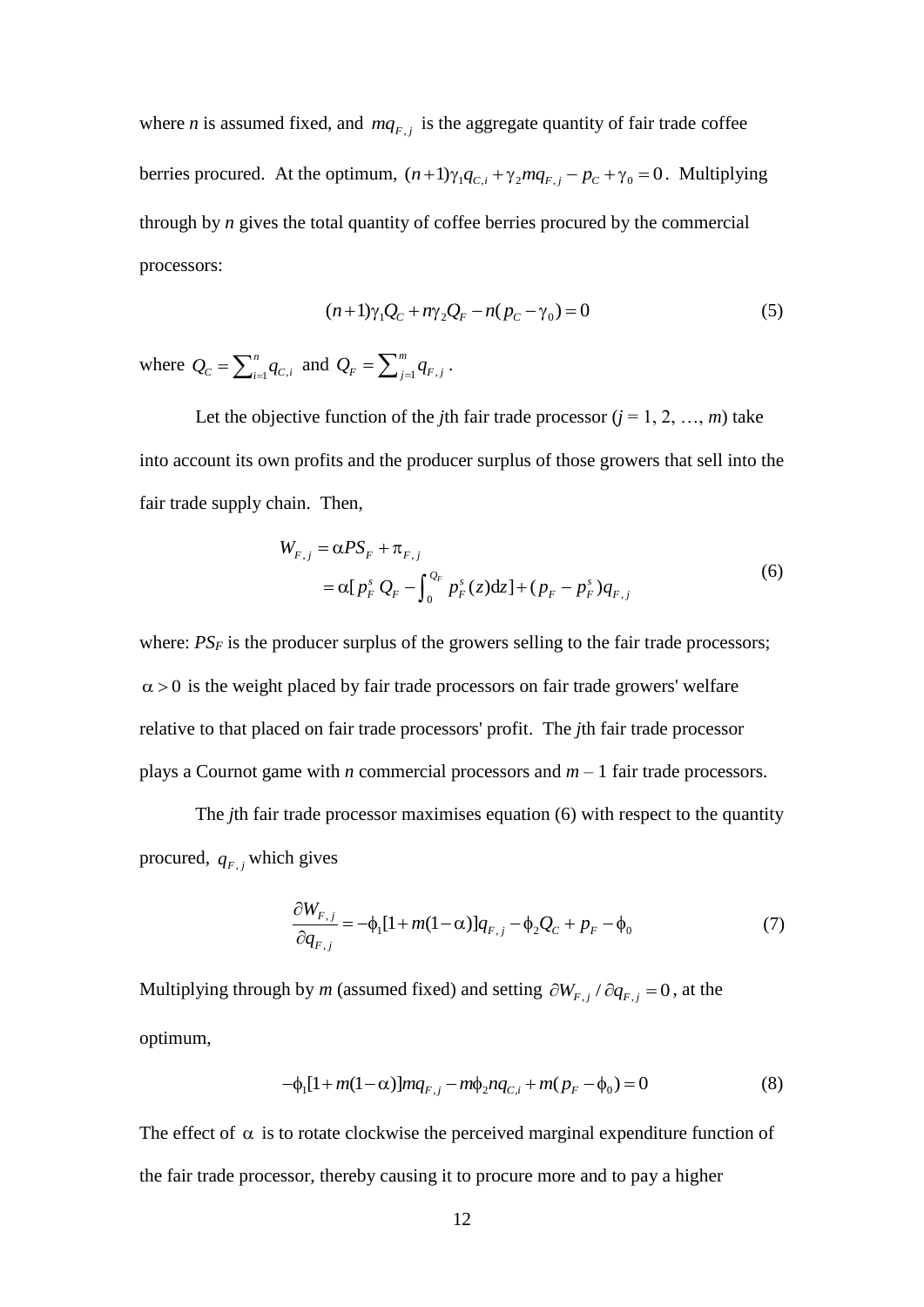where *n* is assumed fixed, and $mq_{F,j}$ is the aggregate quantity of fair trade coffee berries procured. At the optimum, $(n+1)\gamma_1 q_{C,i} + \gamma_2 m q_{F,j} - p_C + \gamma_0 = 0$. Multiplying through by *n* gives the total quantity of coffee berries procured by the commercial processors:

$$(n+1)\gamma_1 Q_C + n\gamma_2 Q_F - n(p_C - \gamma_0) = 0 \tag{5}$$

where $Q_C = \sum_{i=1}^{n} q_{C,i}$ and $Q_F = \sum_{j=1}^{m} q_{F,j}$.

Let the objective function of the *j*th fair trade processor ($j$ = 1, 2, …, *m*) take into account its own profits and the producer surplus of those growers that sell into the fair trade supply chain. Then,

$$\begin{aligned} W_{F,j} &= \alpha PS_F + \pi_{F,j} \\ &= \alpha[p_F^s\, Q_F - \int_0^{Q_F} p_F^s(z)\mathrm{d}z] + (p_F - p_F^s)q_{F,j} \end{aligned} \tag{6}$$

where: $PS_F$ is the producer surplus of the growers selling to the fair trade processors; $\alpha > 0$ is the weight placed by fair trade processors on fair trade growers' welfare relative to that placed on fair trade processors' profit. The *j*th fair trade processor plays a Cournot game with *n* commercial processors and $m - 1$ fair trade processors.

The *j*th fair trade processor maximises equation (6) with respect to the quantity procured, $q_{F,j}$ which gives

$$\frac{\partial W_{F,j}}{\partial q_{F,j}} = -\phi_1[1 + m(1-\alpha)]q_{F,j} - \phi_2 Q_C + p_F - \phi_0 \tag{7}$$

Multiplying through by *m* (assumed fixed) and setting $\partial W_{F,j} / \partial q_{F,j} = 0$, at the optimum,

$$-\phi_1[1 + m(1-\alpha)]mq_{F,j} - m\phi_2 n q_{C,i} + m(p_F - \phi_0) = 0 \tag{8}$$

The effect of $\alpha$ is to rotate clockwise the perceived marginal expenditure function of the fair trade processor, thereby causing it to procure more and to pay a higher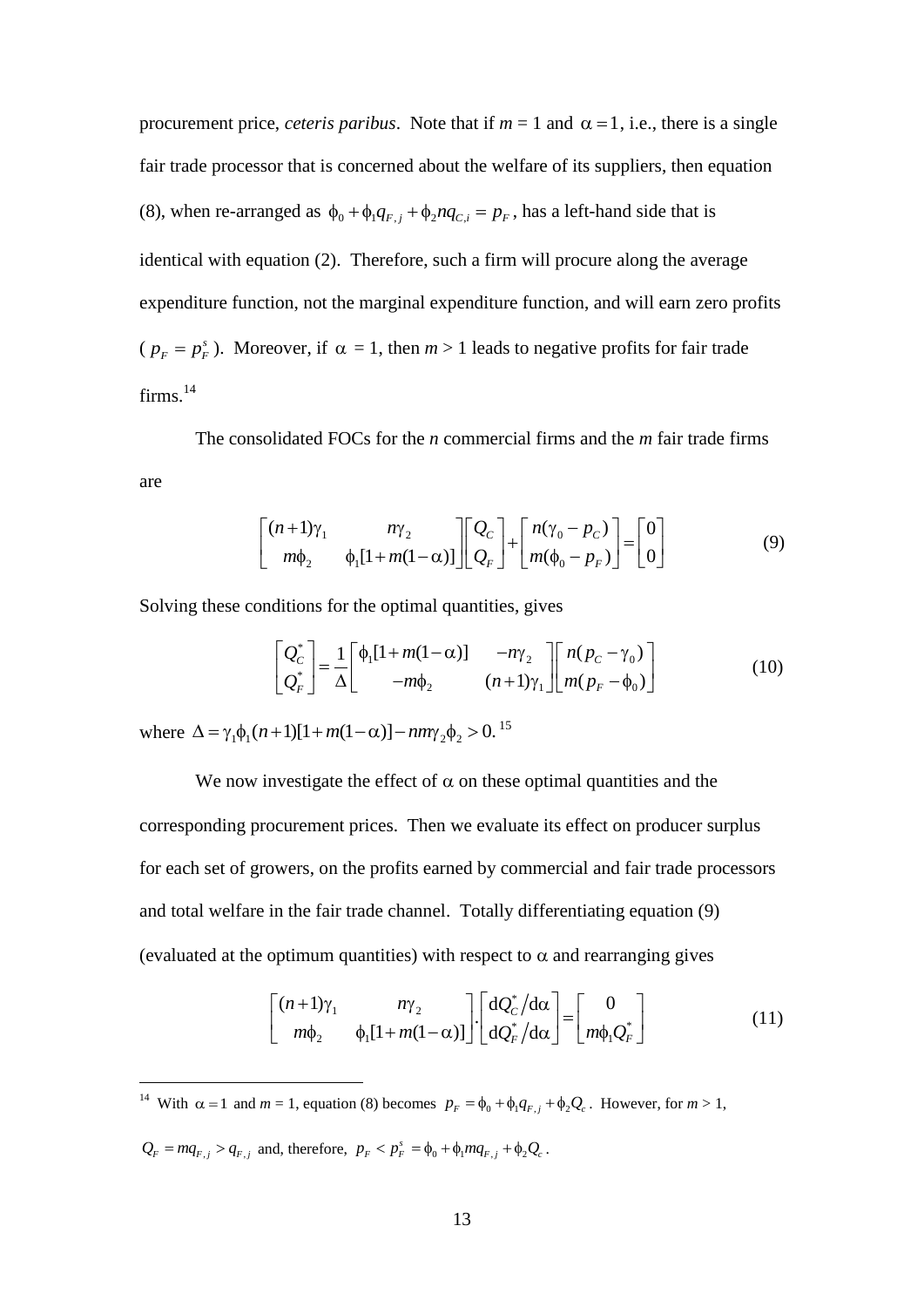procurement price, *ceteris paribus*. Note that if $m = 1$ and $\alpha = 1$, i.e., there is a single fair trade processor that is concerned about the welfare of its suppliers, then equation (8), when re-arranged as $\phi_0 + \phi_1 q_{F,j} + \phi_2 n q_{C,i} = p_F$, has a left-hand side that is identical with equation (2). Therefore, such a firm will procure along the average expenditure function, not the marginal expenditure function, and will earn zero profits ($p_F = p_F^s$). Moreover, if $\alpha = 1$, then $m > 1$ leads to negative profits for fair trade firms.[14]

The consolidated FOCs for the $n$ commercial firms and the $m$ fair trade firms are

$$\begin{bmatrix} (n+1)\gamma_1 & n\gamma_2 \\ m\phi_2 & \phi_1[1+m(1-\alpha)] \end{bmatrix} \begin{bmatrix} Q_C \\ Q_F \end{bmatrix} + \begin{bmatrix} n(\gamma_0 - p_C) \\ m(\phi_0 - p_F) \end{bmatrix} = \begin{bmatrix} 0 \\ 0 \end{bmatrix} \tag{9}$$

Solving these conditions for the optimal quantities, gives

$$\begin{bmatrix} Q_C^* \\ Q_F^* \end{bmatrix} = \frac{1}{\Delta} \begin{bmatrix} \phi_1[1+m(1-\alpha)] & -n\gamma_2 \\ -m\phi_2 & (n+1)\gamma_1 \end{bmatrix} \begin{bmatrix} n(p_C - \gamma_0) \\ m(p_F - \phi_0) \end{bmatrix} \tag{10}$$

where $\Delta = \gamma_1 \phi_1 (n+1)[1+m(1-\alpha)] - nm\gamma_2 \phi_2 > 0$.[15]

We now investigate the effect of $\alpha$ on these optimal quantities and the corresponding procurement prices. Then we evaluate its effect on producer surplus for each set of growers, on the profits earned by commercial and fair trade processors and total welfare in the fair trade channel. Totally differentiating equation (9) (evaluated at the optimum quantities) with respect to $\alpha$ and rearranging gives

$$\begin{bmatrix} (n+1)\gamma_1 & n\gamma_2 \\ m\phi_2 & \phi_1[1+m(1-\alpha)] \end{bmatrix} \cdot \begin{bmatrix} \mathrm{d}Q_C^*/\mathrm{d}\alpha \\ \mathrm{d}Q_F^*/\mathrm{d}\alpha \end{bmatrix} = \begin{bmatrix} 0 \\ m\phi_1 Q_F^* \end{bmatrix} \tag{11}$$

---

[14] With $\alpha = 1$ and $m = 1$, equation (8) becomes $p_F = \phi_0 + \phi_1 q_{F,j} + \phi_2 Q_c$. However, for $m > 1$, $Q_F = m q_{F,j} > q_{F,j}$ and, therefore, $p_F < p_F^s = \phi_0 + \phi_1 m q_{F,j} + \phi_2 Q_c$.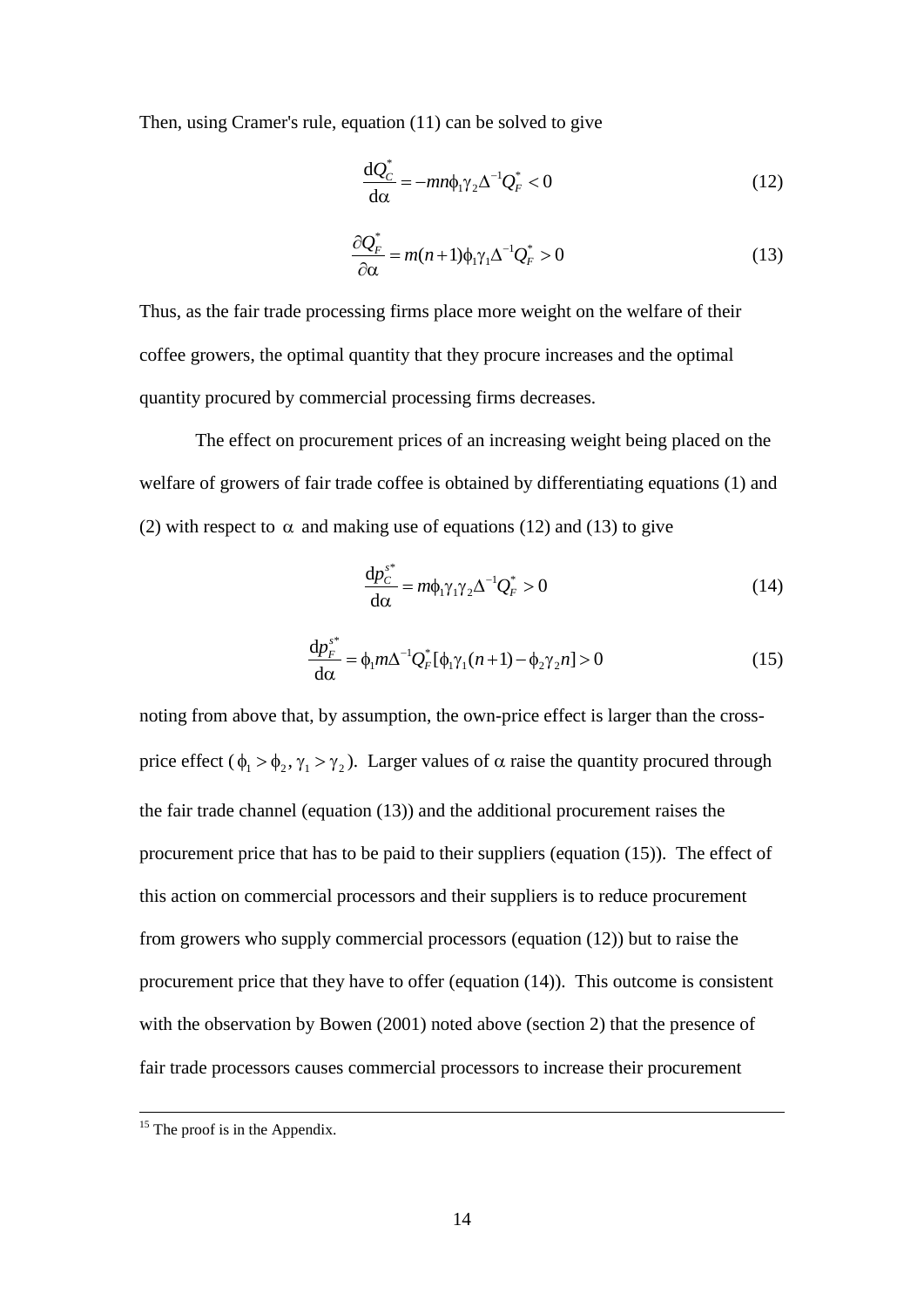Then, using Cramer's rule, equation (11) can be solved to give

$$\frac{\mathrm{d}Q_C^*}{\mathrm{d}\alpha} = -mn\phi_1\gamma_2\Delta^{-1}Q_F^* < 0 \tag{12}$$

$$\frac{\partial Q_F^*}{\partial\alpha} = m(n+1)\phi_1\gamma_1\Delta^{-1}Q_F^* > 0 \tag{13}$$

Thus, as the fair trade processing firms place more weight on the welfare of their coffee growers, the optimal quantity that they procure increases and the optimal quantity procured by commercial processing firms decreases.

The effect on procurement prices of an increasing weight being placed on the welfare of growers of fair trade coffee is obtained by differentiating equations (1) and (2) with respect to $\alpha$ and making use of equations (12) and (13) to give

$$\frac{\mathrm{d}p_C^{s*}}{\mathrm{d}\alpha} = m\phi_1\gamma_1\gamma_2\Delta^{-1}Q_F^* > 0 \tag{14}$$

$$\frac{\mathrm{d}p_F^{s*}}{\mathrm{d}\alpha} = \phi_1 m\Delta^{-1}Q_F^*[\phi_1\gamma_1(n+1) - \phi_2\gamma_2 n] > 0 \tag{15}$$

noting from above that, by assumption, the own-price effect is larger than the cross-price effect ($\phi_1 > \phi_2, \gamma_1 > \gamma_2$). Larger values of $\alpha$ raise the quantity procured through the fair trade channel (equation (13)) and the additional procurement raises the procurement price that has to be paid to their suppliers (equation (15)). The effect of this action on commercial processors and their suppliers is to reduce procurement from growers who supply commercial processors (equation (12)) but to raise the procurement price that they have to offer (equation (14)). This outcome is consistent with the observation by Bowen (2001) noted above (section 2) that the presence of fair trade processors causes commercial processors to increase their procurement

[15] The proof is in the Appendix.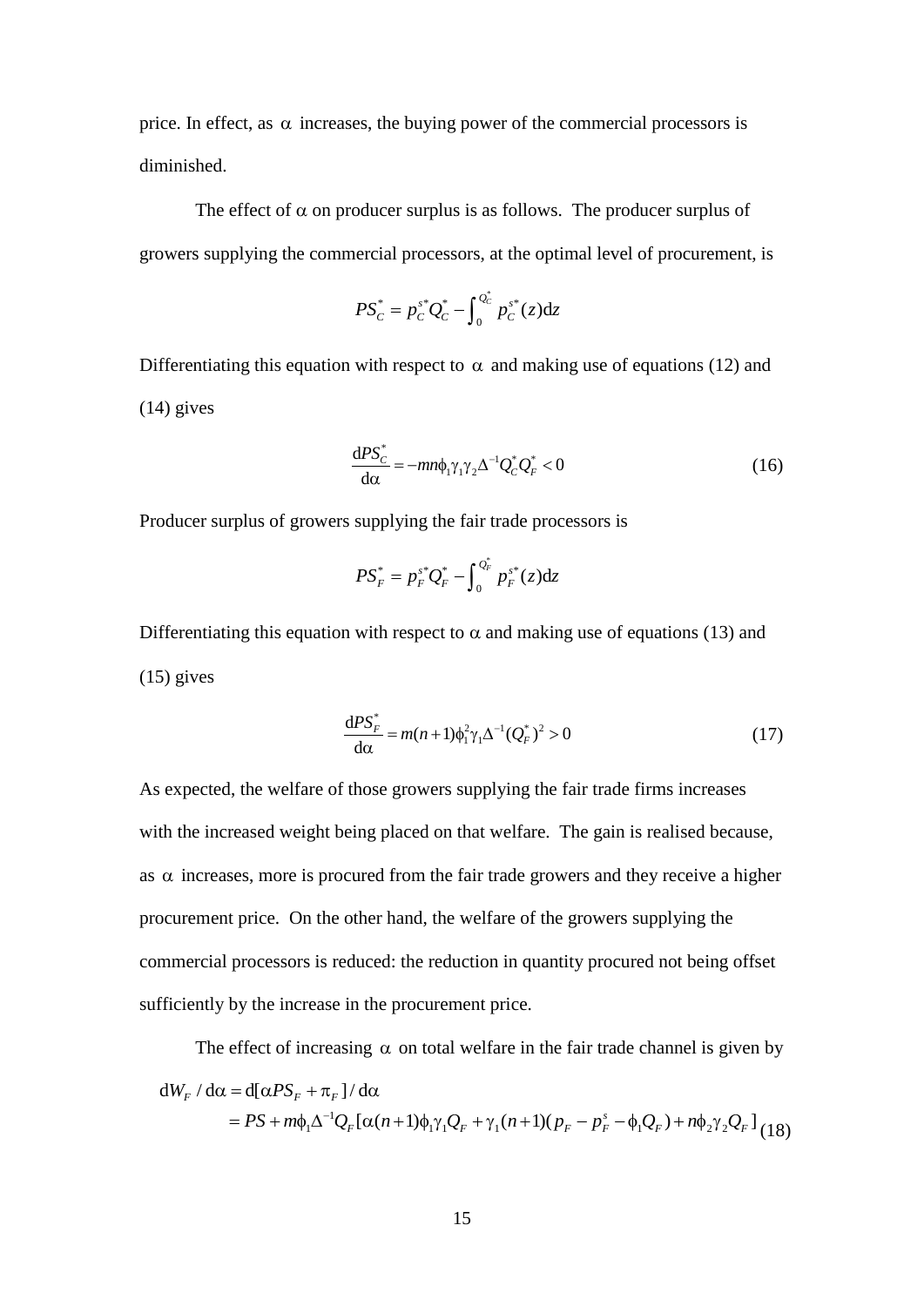price. In effect, as $\alpha$ increases, the buying power of the commercial processors is diminished.

The effect of $\alpha$ on producer surplus is as follows. The producer surplus of growers supplying the commercial processors, at the optimal level of procurement, is

$$PS_C^* = p_C^{s*} Q_C^* - \int_0^{Q_C^*} p_C^{s*}(z)\mathrm{d}z$$

Differentiating this equation with respect to $\alpha$ and making use of equations (12) and (14) gives

$$\frac{\mathrm{d}PS_C^*}{\mathrm{d}\alpha} = -mn\phi_1\gamma_1\gamma_2\Delta^{-1}Q_C^*Q_F^* < 0 \tag{16}$$

Producer surplus of growers supplying the fair trade processors is

$$PS_F^* = p_F^{s*} Q_F^* - \int_0^{Q_F^*} p_F^{s*}(z)\mathrm{d}z$$

Differentiating this equation with respect to $\alpha$ and making use of equations (13) and (15) gives

$$\frac{\mathrm{d}PS_F^*}{\mathrm{d}\alpha} = m(n+1)\phi_1^2\gamma_1\Delta^{-1}(Q_F^*)^2 > 0 \tag{17}$$

As expected, the welfare of those growers supplying the fair trade firms increases with the increased weight being placed on that welfare. The gain is realised because, as $\alpha$ increases, more is procured from the fair trade growers and they receive a higher procurement price. On the other hand, the welfare of the growers supplying the commercial processors is reduced: the reduction in quantity procured not being offset sufficiently by the increase in the procurement price.

The effect of increasing $\alpha$ on total welfare in the fair trade channel is given by

$$\begin{aligned}\mathrm{d}W_F / \mathrm{d}\alpha &= \mathrm{d}[\alpha PS_F + \pi_F]/\mathrm{d}\alpha \\ &= PS + m\phi_1\Delta^{-1}Q_F[\alpha(n+1)\phi_1\gamma_1 Q_F + \gamma_1(n+1)(p_F - p_F^s - \phi_1 Q_F) + n\phi_2\gamma_2 Q_F]\end{aligned} \tag{18}$$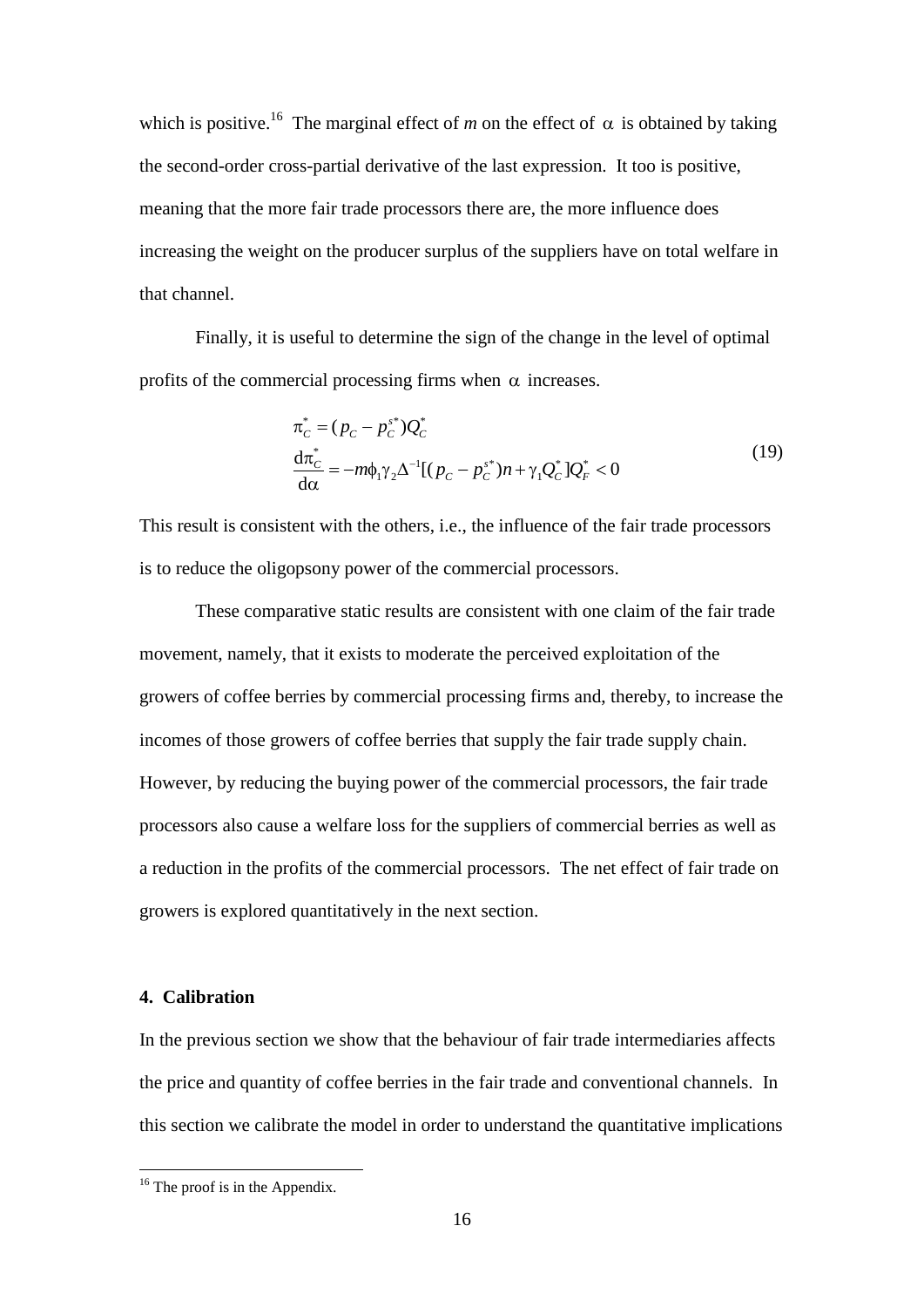which is positive.[16] The marginal effect of $m$ on the effect of $\alpha$ is obtained by taking the second-order cross-partial derivative of the last expression. It too is positive, meaning that the more fair trade processors there are, the more influence does increasing the weight on the producer surplus of the suppliers have on total welfare in that channel.

Finally, it is useful to determine the sign of the change in the level of optimal profits of the commercial processing firms when $\alpha$ increases.

$$
\begin{aligned}
\pi_C^* &= (p_C - p_C^{s*})Q_C^* \\
\frac{\mathrm{d}\pi_C^*}{\mathrm{d}\alpha} &= -m\phi_1\gamma_2\Delta^{-1}[(p_C - p_C^{s*})n + \gamma_1 Q_C^*]Q_F^* < 0
\end{aligned}
\tag{19}
$$

This result is consistent with the others, i.e., the influence of the fair trade processors is to reduce the oligopsony power of the commercial processors.

These comparative static results are consistent with one claim of the fair trade movement, namely, that it exists to moderate the perceived exploitation of the growers of coffee berries by commercial processing firms and, thereby, to increase the incomes of those growers of coffee berries that supply the fair trade supply chain. However, by reducing the buying power of the commercial processors, the fair trade processors also cause a welfare loss for the suppliers of commercial berries as well as a reduction in the profits of the commercial processors. The net effect of fair trade on growers is explored quantitatively in the next section.

## 4. Calibration

In the previous section we show that the behaviour of fair trade intermediaries affects the price and quantity of coffee berries in the fair trade and conventional channels. In this section we calibrate the model in order to understand the quantitative implications

[16] The proof is in the Appendix.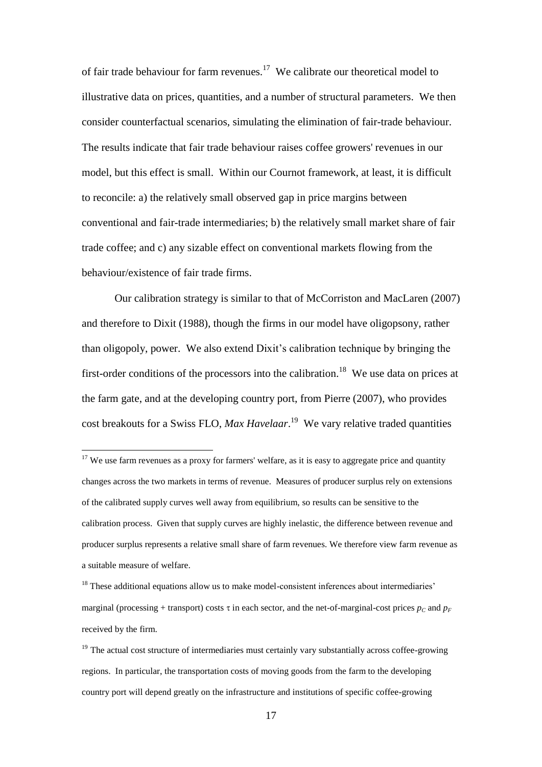of fair trade behaviour for farm revenues.[17] We calibrate our theoretical model to illustrative data on prices, quantities, and a number of structural parameters. We then consider counterfactual scenarios, simulating the elimination of fair-trade behaviour. The results indicate that fair trade behaviour raises coffee growers' revenues in our model, but this effect is small. Within our Cournot framework, at least, it is difficult to reconcile: a) the relatively small observed gap in price margins between conventional and fair-trade intermediaries; b) the relatively small market share of fair trade coffee; and c) any sizable effect on conventional markets flowing from the behaviour/existence of fair trade firms.

Our calibration strategy is similar to that of McCorriston and MacLaren (2007) and therefore to Dixit (1988), though the firms in our model have oligopsony, rather than oligopoly, power. We also extend Dixit's calibration technique by bringing the first-order conditions of the processors into the calibration.[18] We use data on prices at the farm gate, and at the developing country port, from Pierre (2007), who provides cost breakouts for a Swiss FLO, *Max Havelaar*.[19] We vary relative traded quantities

---

[17] We use farm revenues as a proxy for farmers' welfare, as it is easy to aggregate price and quantity changes across the two markets in terms of revenue. Measures of producer surplus rely on extensions of the calibrated supply curves well away from equilibrium, so results can be sensitive to the calibration process. Given that supply curves are highly inelastic, the difference between revenue and producer surplus represents a relative small share of farm revenues. We therefore view farm revenue as a suitable measure of welfare.

[18] These additional equations allow us to make model-consistent inferences about intermediaries' marginal (processing + transport) costs $\tau$ in each sector, and the net-of-marginal-cost prices $p_C$ and $p_F$ received by the firm.

[19] The actual cost structure of intermediaries must certainly vary substantially across coffee-growing regions. In particular, the transportation costs of moving goods from the farm to the developing country port will depend greatly on the infrastructure and institutions of specific coffee-growing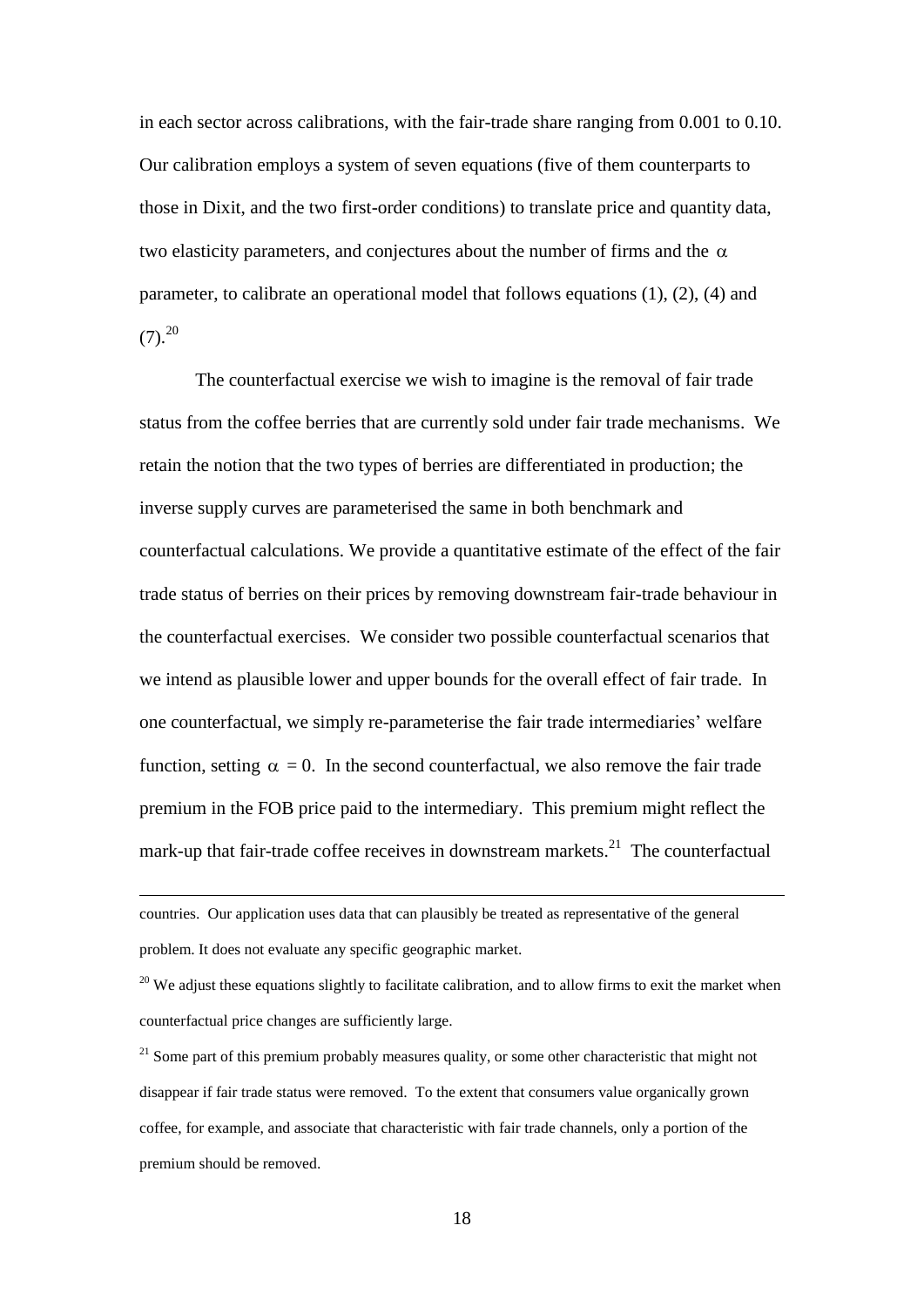in each sector across calibrations, with the fair-trade share ranging from 0.001 to 0.10. Our calibration employs a system of seven equations (five of them counterparts to those in Dixit, and the two first-order conditions) to translate price and quantity data, two elasticity parameters, and conjectures about the number of firms and the $\alpha$ parameter, to calibrate an operational model that follows equations (1), (2), (4) and (7).[20]

The counterfactual exercise we wish to imagine is the removal of fair trade status from the coffee berries that are currently sold under fair trade mechanisms. We retain the notion that the two types of berries are differentiated in production; the inverse supply curves are parameterised the same in both benchmark and counterfactual calculations. We provide a quantitative estimate of the effect of the fair trade status of berries on their prices by removing downstream fair-trade behaviour in the counterfactual exercises. We consider two possible counterfactual scenarios that we intend as plausible lower and upper bounds for the overall effect of fair trade. In one counterfactual, we simply re-parameterise the fair trade intermediaries' welfare function, setting $\alpha = 0$. In the second counterfactual, we also remove the fair trade premium in the FOB price paid to the intermediary. This premium might reflect the mark-up that fair-trade coffee receives in downstream markets.[21] The counterfactual

---

countries. Our application uses data that can plausibly be treated as representative of the general problem. It does not evaluate any specific geographic market.

[20] We adjust these equations slightly to facilitate calibration, and to allow firms to exit the market when counterfactual price changes are sufficiently large.

[21] Some part of this premium probably measures quality, or some other characteristic that might not disappear if fair trade status were removed. To the extent that consumers value organically grown coffee, for example, and associate that characteristic with fair trade channels, only a portion of the premium should be removed.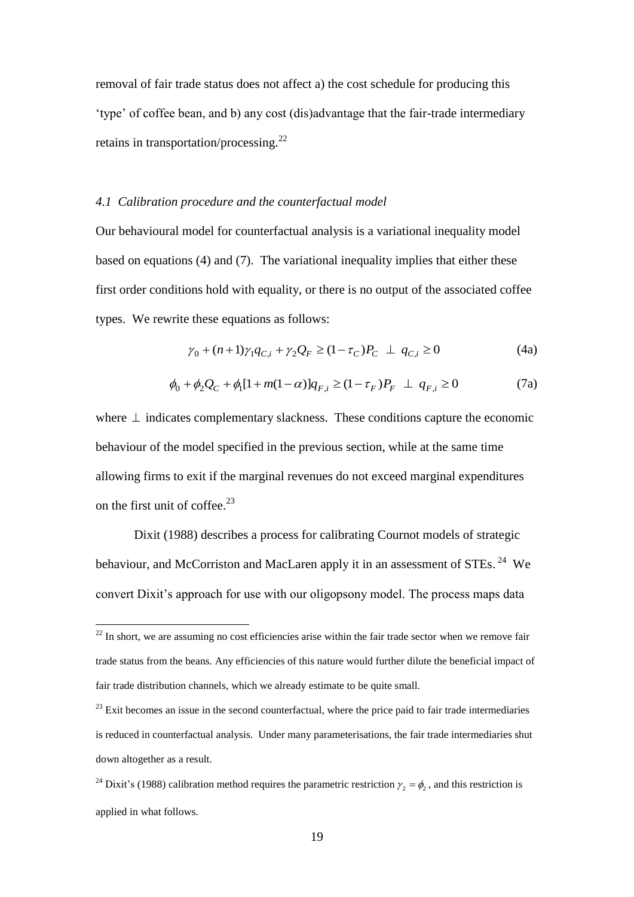removal of fair trade status does not affect a) the cost schedule for producing this 'type' of coffee bean, and b) any cost (dis)advantage that the fair-trade intermediary retains in transportation/processing.[22]

### *4.1 Calibration procedure and the counterfactual model*

Our behavioural model for counterfactual analysis is a variational inequality model based on equations (4) and (7). The variational inequality implies that either these first order conditions hold with equality, or there is no output of the associated coffee types. We rewrite these equations as follows:

$$\gamma_0 + (n+1)\gamma_1 q_{C,i} + \gamma_2 Q_F \geq (1-\tau_C)P_C \;\perp\; q_{C,i} \geq 0 \tag{4a}$$

$$\phi_0 + \phi_2 Q_C + \phi_1[1+m(1-\alpha)]q_{F,i} \geq (1-\tau_F)P_F \;\perp\; q_{F,i} \geq 0 \tag{7a}$$

where $\perp$ indicates complementary slackness. These conditions capture the economic behaviour of the model specified in the previous section, while at the same time allowing firms to exit if the marginal revenues do not exceed marginal expenditures on the first unit of coffee.[23]

Dixit (1988) describes a process for calibrating Cournot models of strategic behaviour, and McCorriston and MacLaren apply it in an assessment of STEs.[24] We convert Dixit's approach for use with our oligopsony model. The process maps data

---

[22] In short, we are assuming no cost efficiencies arise within the fair trade sector when we remove fair trade status from the beans. Any efficiencies of this nature would further dilute the beneficial impact of fair trade distribution channels, which we already estimate to be quite small.

[23] Exit becomes an issue in the second counterfactual, where the price paid to fair trade intermediaries is reduced in counterfactual analysis. Under many parameterisations, the fair trade intermediaries shut down altogether as a result.

[24] Dixit's (1988) calibration method requires the parametric restriction $\gamma_2 = \phi_2$, and this restriction is applied in what follows.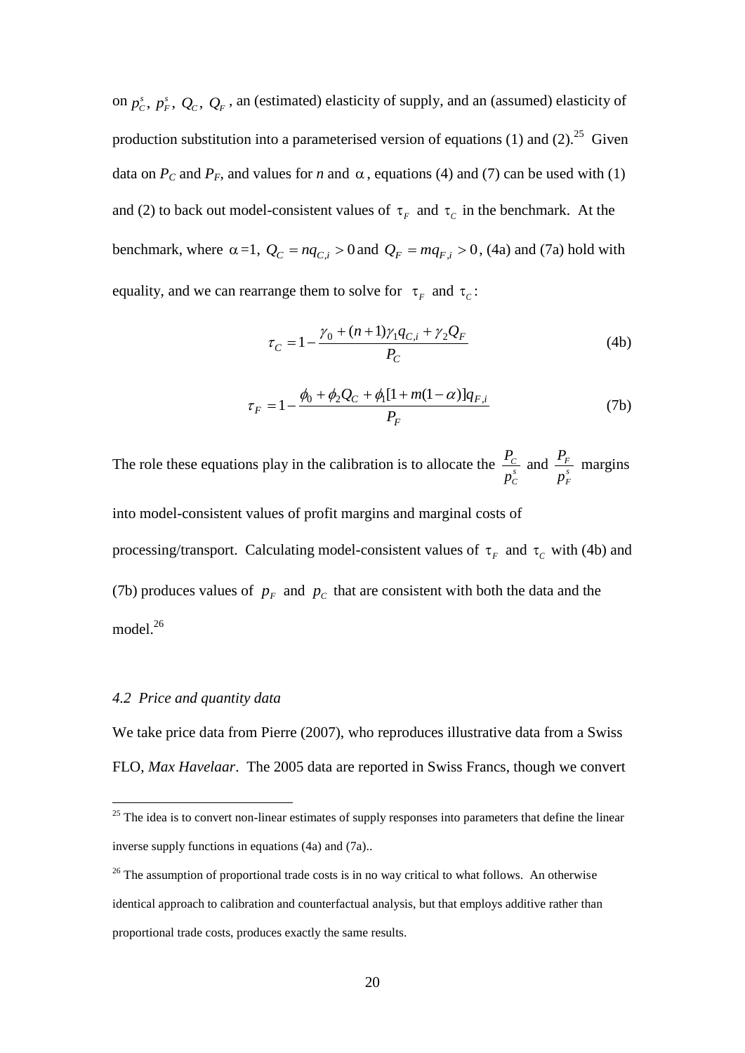on $p_C^s$, $p_F^s$, $Q_C$, $Q_F$, an (estimated) elasticity of supply, and an (assumed) elasticity of production substitution into a parameterised version of equations (1) and (2).[25] Given data on $P_C$ and $P_F$, and values for $n$ and $\alpha$, equations (4) and (7) can be used with (1) and (2) to back out model-consistent values of $\tau_F$ and $\tau_C$ in the benchmark. At the benchmark, where $\alpha = 1$, $Q_C = nq_{C,i} > 0$ and $Q_F = mq_{F,i} > 0$, (4a) and (7a) hold with equality, and we can rearrange them to solve for $\tau_F$ and $\tau_C$:

$$\tau_C = 1 - \frac{\gamma_0 + (n+1)\gamma_1 q_{C,i} + \gamma_2 Q_F}{P_C} \tag{4b}$$

$$\tau_F = 1 - \frac{\phi_0 + \phi_2 Q_C + \phi_1[1 + m(1-\alpha)]q_{F,i}}{P_F} \tag{7b}$$

The role these equations play in the calibration is to allocate the $\frac{P_C}{p_C^s}$ and $\frac{P_F}{p_F^s}$ margins into model-consistent values of profit margins and marginal costs of processing/transport. Calculating model-consistent values of $\tau_F$ and $\tau_C$ with (4b) and (7b) produces values of $p_F$ and $p_C$ that are consistent with both the data and the model.[26]

### *4.2 Price and quantity data*

We take price data from Pierre (2007), who reproduces illustrative data from a Swiss FLO, *Max Havelaar*. The 2005 data are reported in Swiss Francs, though we convert

---

[25] The idea is to convert non-linear estimates of supply responses into parameters that define the linear inverse supply functions in equations (4a) and (7a)..

[26] The assumption of proportional trade costs is in no way critical to what follows. An otherwise identical approach to calibration and counterfactual analysis, but that employs additive rather than proportional trade costs, produces exactly the same results.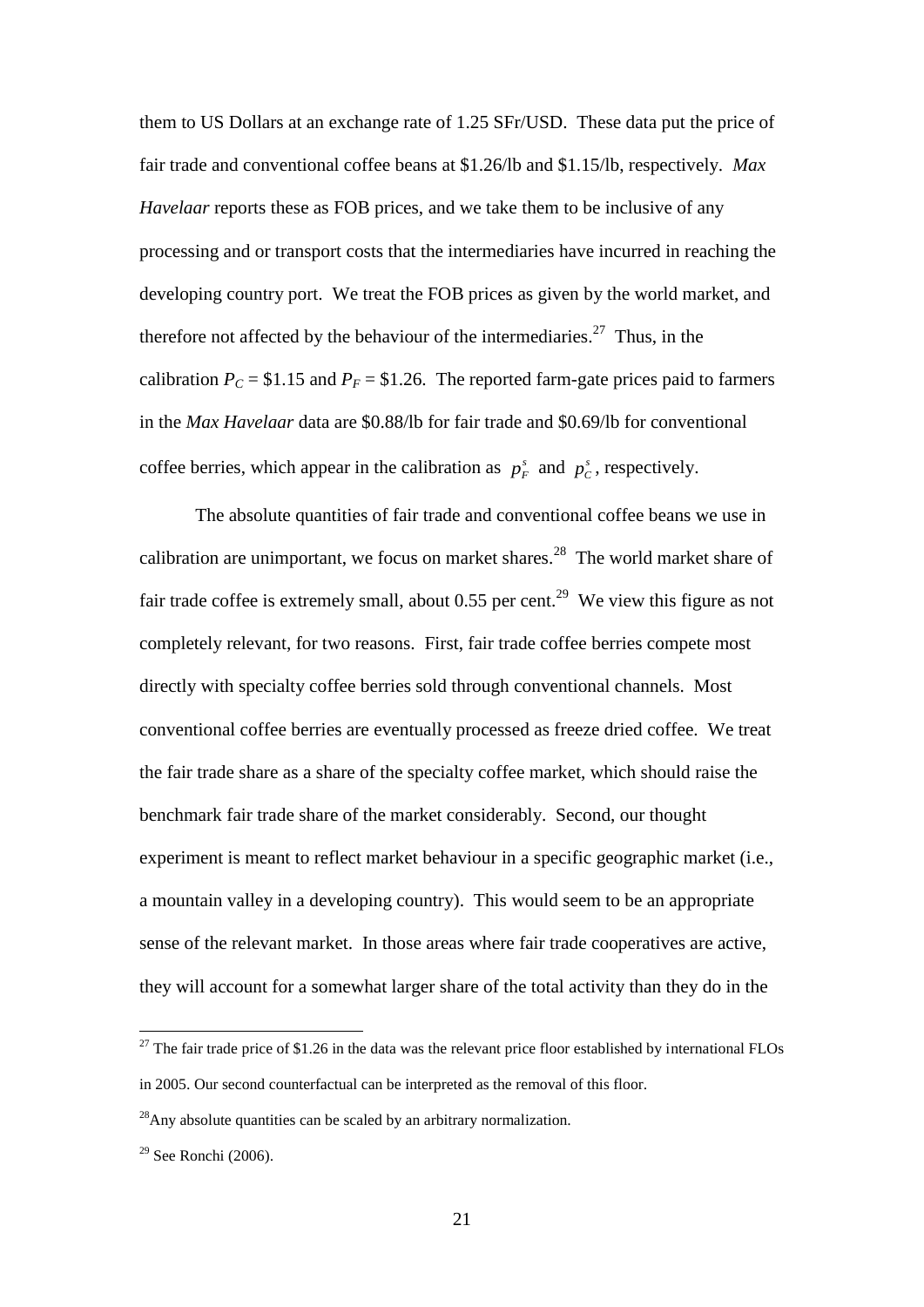them to US Dollars at an exchange rate of 1.25 SFr/USD. These data put the price of fair trade and conventional coffee beans at \$1.26/lb and \$1.15/lb, respectively. *Max Havelaar* reports these as FOB prices, and we take them to be inclusive of any processing and or transport costs that the intermediaries have incurred in reaching the developing country port. We treat the FOB prices as given by the world market, and therefore not affected by the behaviour of the intermediaries.[27] Thus, in the calibration $P_C = \$1.15$ and $P_F = \$1.26$. The reported farm-gate prices paid to farmers in the *Max Havelaar* data are \$0.88/lb for fair trade and \$0.69/lb for conventional coffee berries, which appear in the calibration as $p_F^s$ and $p_C^s$, respectively.

The absolute quantities of fair trade and conventional coffee beans we use in calibration are unimportant, we focus on market shares.[28] The world market share of fair trade coffee is extremely small, about 0.55 per cent.[29] We view this figure as not completely relevant, for two reasons. First, fair trade coffee berries compete most directly with specialty coffee berries sold through conventional channels. Most conventional coffee berries are eventually processed as freeze dried coffee. We treat the fair trade share as a share of the specialty coffee market, which should raise the benchmark fair trade share of the market considerably. Second, our thought experiment is meant to reflect market behaviour in a specific geographic market (i.e., a mountain valley in a developing country). This would seem to be an appropriate sense of the relevant market. In those areas where fair trade cooperatives are active, they will account for a somewhat larger share of the total activity than they do in the

[27] The fair trade price of \$1.26 in the data was the relevant price floor established by international FLOs in 2005. Our second counterfactual can be interpreted as the removal of this floor.

[28] Any absolute quantities can be scaled by an arbitrary normalization.

[29] See Ronchi (2006).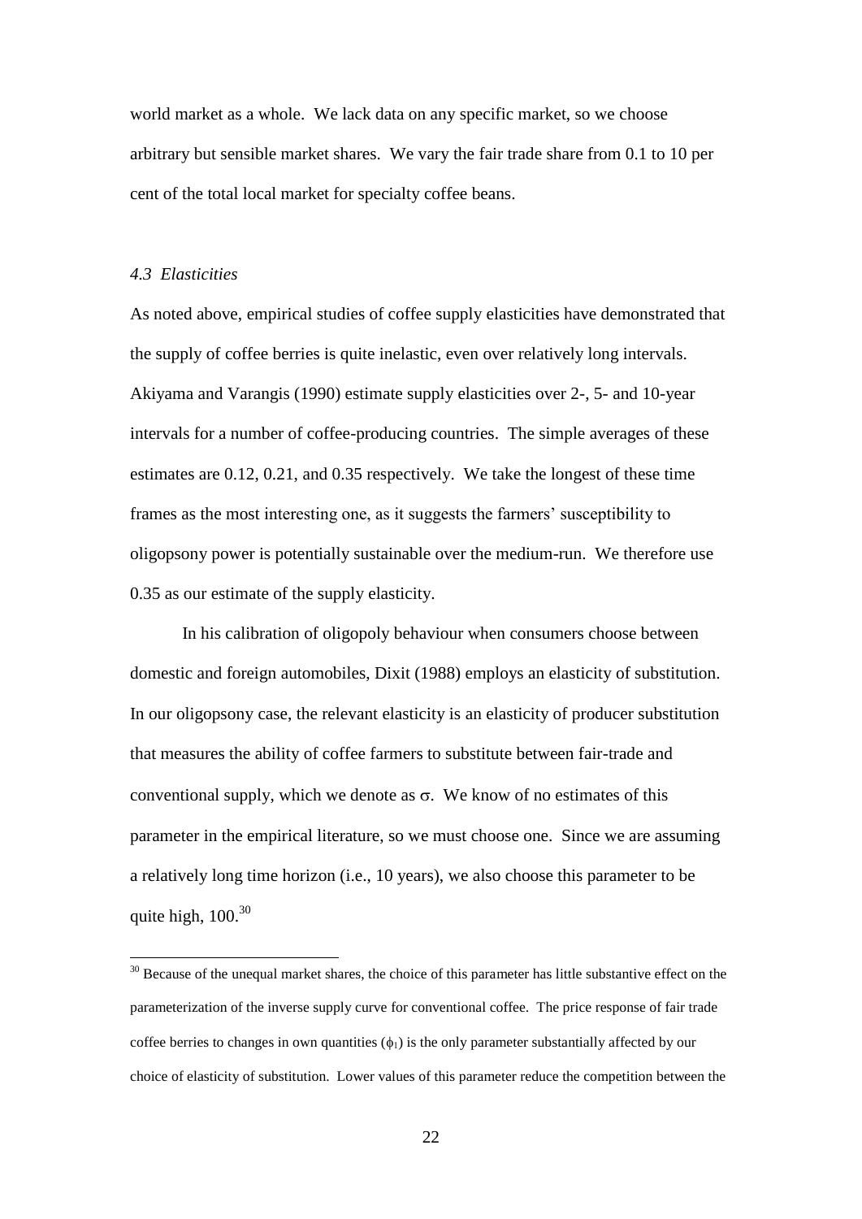world market as a whole. We lack data on any specific market, so we choose arbitrary but sensible market shares. We vary the fair trade share from 0.1 to 10 per cent of the total local market for specialty coffee beans.

### *4.3 Elasticities*

As noted above, empirical studies of coffee supply elasticities have demonstrated that the supply of coffee berries is quite inelastic, even over relatively long intervals. Akiyama and Varangis (1990) estimate supply elasticities over 2-, 5- and 10-year intervals for a number of coffee-producing countries. The simple averages of these estimates are 0.12, 0.21, and 0.35 respectively. We take the longest of these time frames as the most interesting one, as it suggests the farmers' susceptibility to oligopsony power is potentially sustainable over the medium-run. We therefore use 0.35 as our estimate of the supply elasticity.

In his calibration of oligopoly behaviour when consumers choose between domestic and foreign automobiles, Dixit (1988) employs an elasticity of substitution. In our oligopsony case, the relevant elasticity is an elasticity of producer substitution that measures the ability of coffee farmers to substitute between fair-trade and conventional supply, which we denote as $\sigma$. We know of no estimates of this parameter in the empirical literature, so we must choose one. Since we are assuming a relatively long time horizon (i.e., 10 years), we also choose this parameter to be quite high, 100.[30]

---

[30] Because of the unequal market shares, the choice of this parameter has little substantive effect on the parameterization of the inverse supply curve for conventional coffee. The price response of fair trade coffee berries to changes in own quantities ($\phi_1$) is the only parameter substantially affected by our choice of elasticity of substitution. Lower values of this parameter reduce the competition between the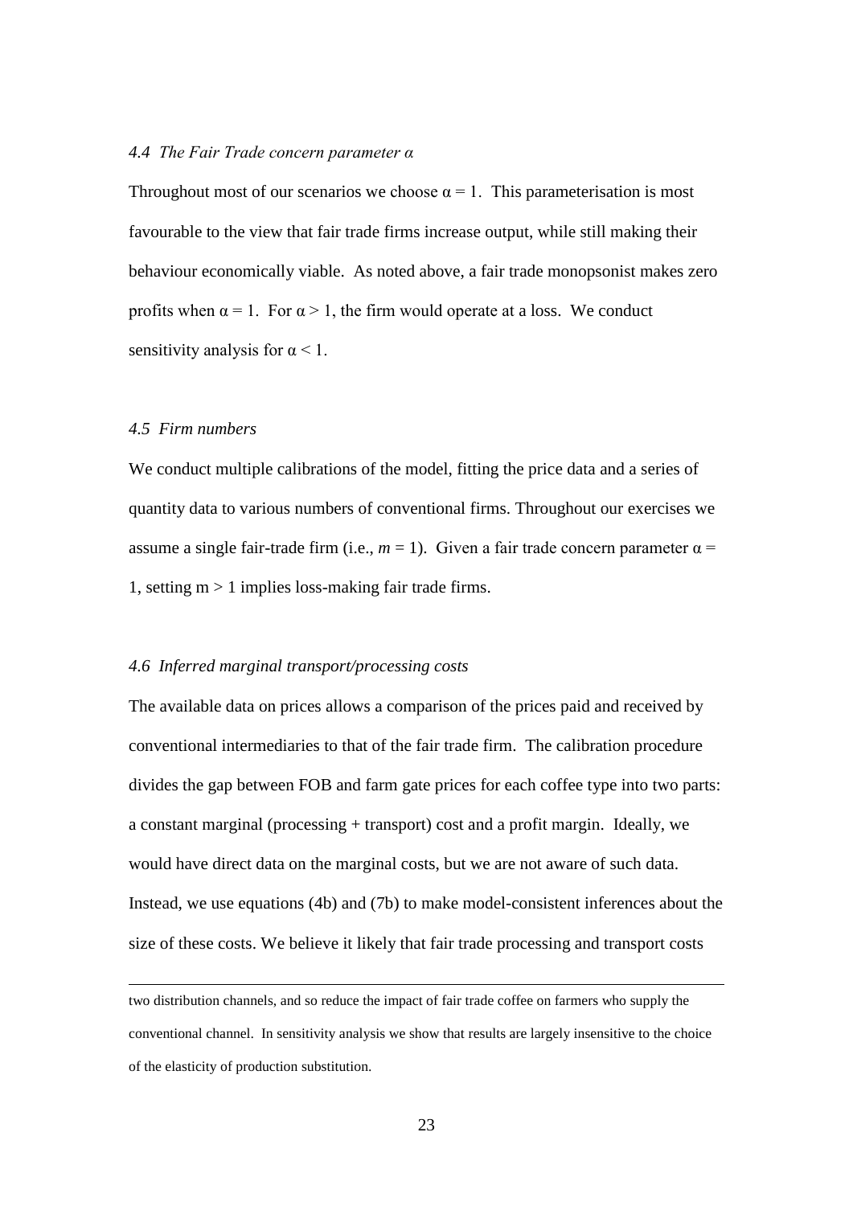### *4.4 The Fair Trade concern parameter α*

Throughout most of our scenarios we choose $\alpha = 1$. This parameterisation is most favourable to the view that fair trade firms increase output, while still making their behaviour economically viable. As noted above, a fair trade monopsonist makes zero profits when $\alpha = 1$. For $\alpha > 1$, the firm would operate at a loss. We conduct sensitivity analysis for $\alpha < 1$.

### *4.5 Firm numbers*

We conduct multiple calibrations of the model, fitting the price data and a series of quantity data to various numbers of conventional firms. Throughout our exercises we assume a single fair-trade firm (i.e., $m = 1$). Given a fair trade concern parameter $\alpha = 1$, setting $m > 1$ implies loss-making fair trade firms.

### *4.6 Inferred marginal transport/processing costs*

The available data on prices allows a comparison of the prices paid and received by conventional intermediaries to that of the fair trade firm. The calibration procedure divides the gap between FOB and farm gate prices for each coffee type into two parts: a constant marginal (processing + transport) cost and a profit margin. Ideally, we would have direct data on the marginal costs, but we are not aware of such data. Instead, we use equations (4b) and (7b) to make model-consistent inferences about the size of these costs. We believe it likely that fair trade processing and transport costs

---

two distribution channels, and so reduce the impact of fair trade coffee on farmers who supply the conventional channel. In sensitivity analysis we show that results are largely insensitive to the choice of the elasticity of production substitution.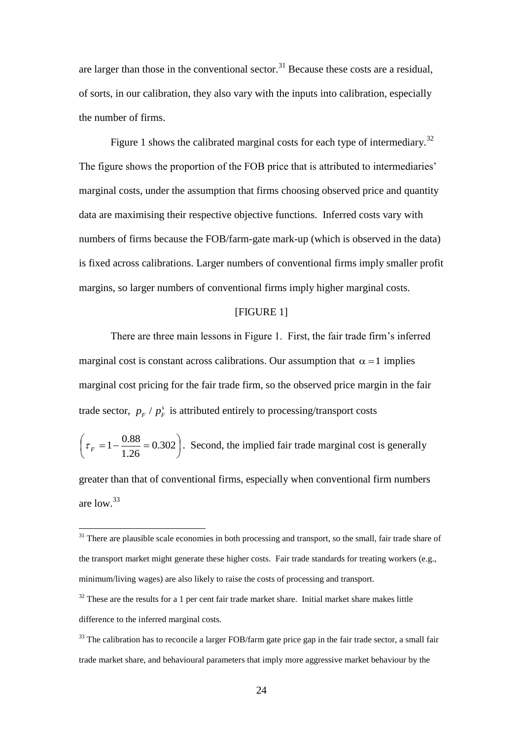are larger than those in the conventional sector.[31] Because these costs are a residual, of sorts, in our calibration, they also vary with the inputs into calibration, especially the number of firms.

Figure 1 shows the calibrated marginal costs for each type of intermediary.[32] The figure shows the proportion of the FOB price that is attributed to intermediaries' marginal costs, under the assumption that firms choosing observed price and quantity data are maximising their respective objective functions. Inferred costs vary with numbers of firms because the FOB/farm-gate mark-up (which is observed in the data) is fixed across calibrations. Larger numbers of conventional firms imply smaller profit margins, so larger numbers of conventional firms imply higher marginal costs.

[FIGURE 1]

There are three main lessons in Figure 1. First, the fair trade firm's inferred marginal cost is constant across calibrations. Our assumption that $\alpha = 1$ implies marginal cost pricing for the fair trade firm, so the observed price margin in the fair trade sector, $p_F / p_F^s$ is attributed entirely to processing/transport costs $\left(\tau_F = 1 - \frac{0.88}{1.26} = 0.302\right)$. Second, the implied fair trade marginal cost is generally greater than that of conventional firms, especially when conventional firm numbers are low.[33]

[31] There are plausible scale economies in both processing and transport, so the small, fair trade share of the transport market might generate these higher costs. Fair trade standards for treating workers (e.g., minimum/living wages) are also likely to raise the costs of processing and transport.

[32] These are the results for a 1 per cent fair trade market share. Initial market share makes little difference to the inferred marginal costs.

[33] The calibration has to reconcile a larger FOB/farm gate price gap in the fair trade sector, a small fair trade market share, and behavioural parameters that imply more aggressive market behaviour by the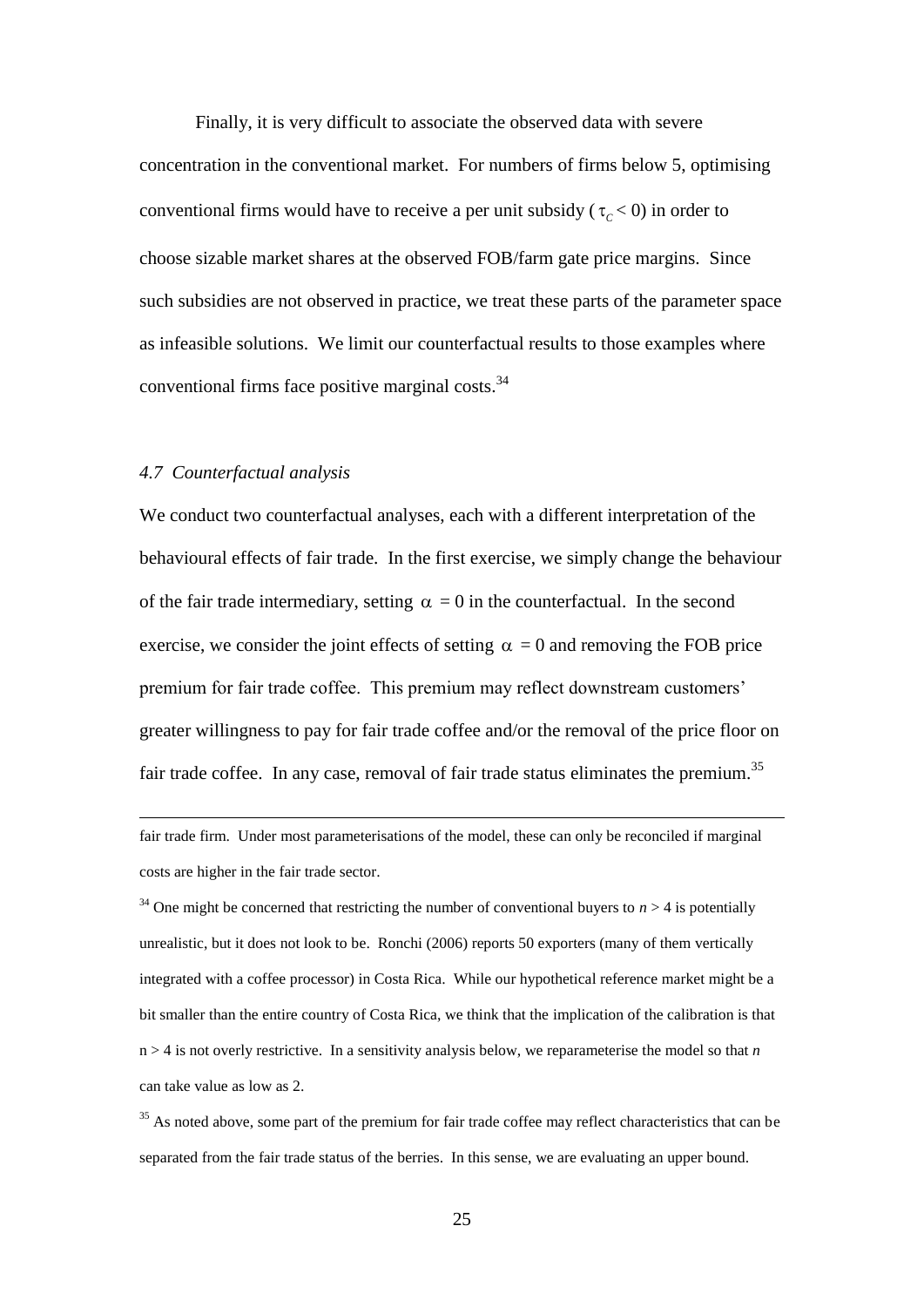Finally, it is very difficult to associate the observed data with severe concentration in the conventional market. For numbers of firms below 5, optimising conventional firms would have to receive a per unit subsidy ( $\tau_C < 0$) in order to choose sizable market shares at the observed FOB/farm gate price margins. Since such subsidies are not observed in practice, we treat these parts of the parameter space as infeasible solutions. We limit our counterfactual results to those examples where conventional firms face positive marginal costs.[34]

### *4.7 Counterfactual analysis*

We conduct two counterfactual analyses, each with a different interpretation of the behavioural effects of fair trade. In the first exercise, we simply change the behaviour of the fair trade intermediary, setting $\alpha = 0$ in the counterfactual. In the second exercise, we consider the joint effects of setting $\alpha = 0$ and removing the FOB price premium for fair trade coffee. This premium may reflect downstream customers' greater willingness to pay for fair trade coffee and/or the removal of the price floor on fair trade coffee. In any case, removal of fair trade status eliminates the premium.[35]

---

fair trade firm. Under most parameterisations of the model, these can only be reconciled if marginal costs are higher in the fair trade sector.

[34] One might be concerned that restricting the number of conventional buyers to $n > 4$ is potentially unrealistic, but it does not look to be. Ronchi (2006) reports 50 exporters (many of them vertically integrated with a coffee processor) in Costa Rica. While our hypothetical reference market might be a bit smaller than the entire country of Costa Rica, we think that the implication of the calibration is that $n > 4$ is not overly restrictive. In a sensitivity analysis below, we reparameterise the model so that $n$ can take value as low as 2.

[35] As noted above, some part of the premium for fair trade coffee may reflect characteristics that can be separated from the fair trade status of the berries. In this sense, we are evaluating an upper bound.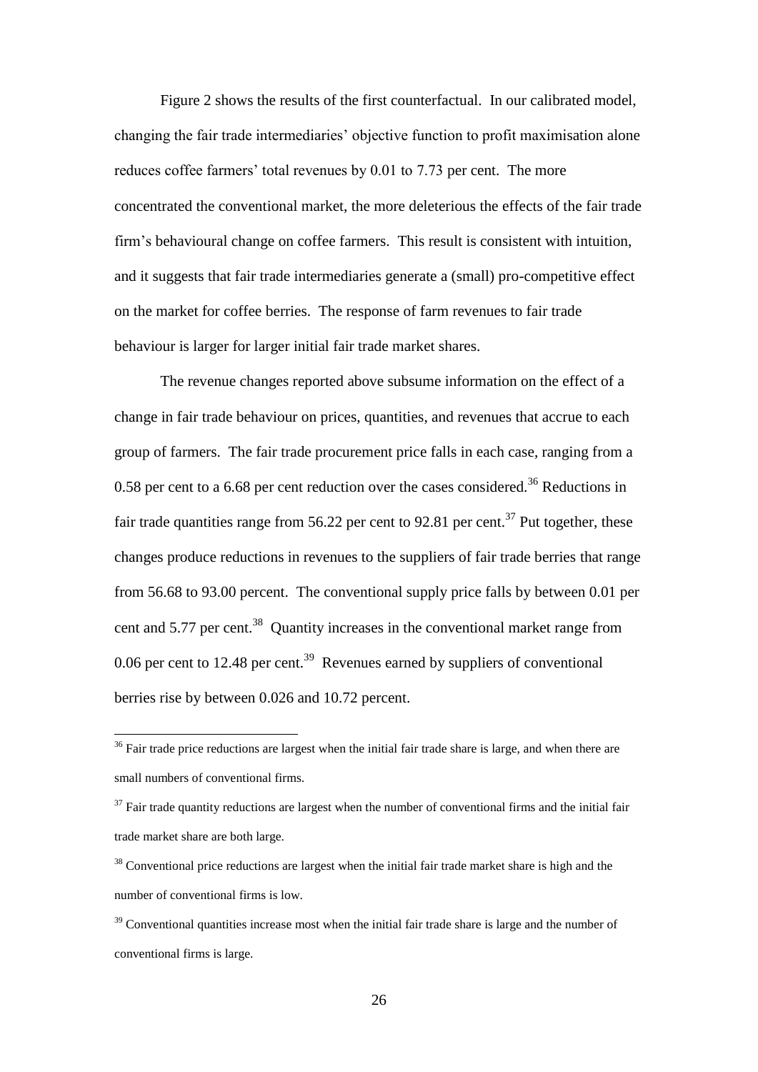Figure 2 shows the results of the first counterfactual. In our calibrated model, changing the fair trade intermediaries' objective function to profit maximisation alone reduces coffee farmers' total revenues by 0.01 to 7.73 per cent. The more concentrated the conventional market, the more deleterious the effects of the fair trade firm's behavioural change on coffee farmers. This result is consistent with intuition, and it suggests that fair trade intermediaries generate a (small) pro-competitive effect on the market for coffee berries. The response of farm revenues to fair trade behaviour is larger for larger initial fair trade market shares.

The revenue changes reported above subsume information on the effect of a change in fair trade behaviour on prices, quantities, and revenues that accrue to each group of farmers. The fair trade procurement price falls in each case, ranging from a 0.58 per cent to a 6.68 per cent reduction over the cases considered.[36] Reductions in fair trade quantities range from 56.22 per cent to 92.81 per cent.[37] Put together, these changes produce reductions in revenues to the suppliers of fair trade berries that range from 56.68 to 93.00 percent. The conventional supply price falls by between 0.01 per cent and 5.77 per cent.[38] Quantity increases in the conventional market range from 0.06 per cent to 12.48 per cent.[39] Revenues earned by suppliers of conventional berries rise by between 0.026 and 10.72 percent.

[36] Fair trade price reductions are largest when the initial fair trade share is large, and when there are small numbers of conventional firms.

[37] Fair trade quantity reductions are largest when the number of conventional firms and the initial fair trade market share are both large.

[38] Conventional price reductions are largest when the initial fair trade market share is high and the number of conventional firms is low.

[39] Conventional quantities increase most when the initial fair trade share is large and the number of conventional firms is large.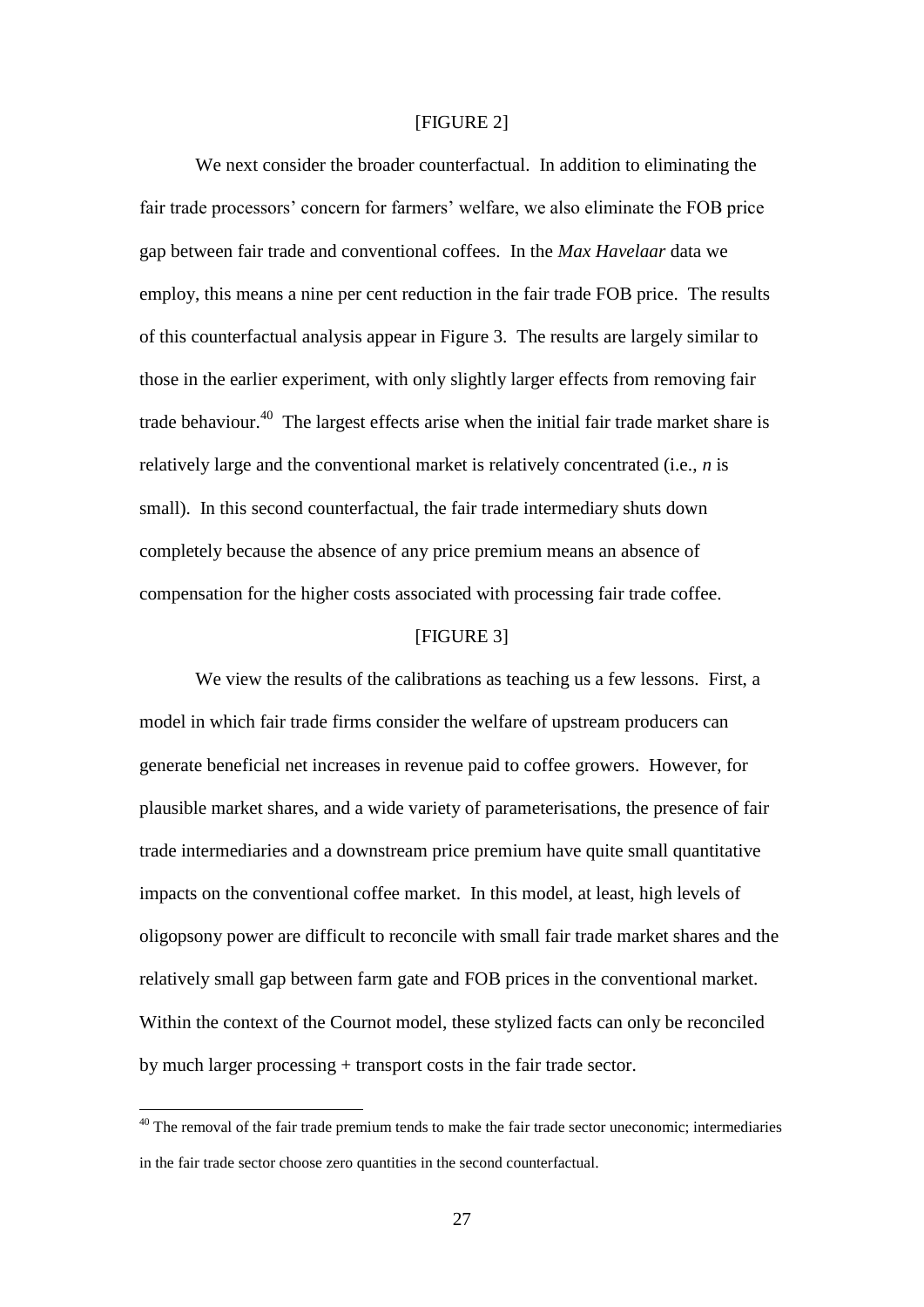[FIGURE 2]

We next consider the broader counterfactual. In addition to eliminating the fair trade processors' concern for farmers' welfare, we also eliminate the FOB price gap between fair trade and conventional coffees. In the *Max Havelaar* data we employ, this means a nine per cent reduction in the fair trade FOB price. The results of this counterfactual analysis appear in Figure 3. The results are largely similar to those in the earlier experiment, with only slightly larger effects from removing fair trade behaviour.[40] The largest effects arise when the initial fair trade market share is relatively large and the conventional market is relatively concentrated (i.e., $n$ is small). In this second counterfactual, the fair trade intermediary shuts down completely because the absence of any price premium means an absence of compensation for the higher costs associated with processing fair trade coffee.

[FIGURE 3]

We view the results of the calibrations as teaching us a few lessons. First, a model in which fair trade firms consider the welfare of upstream producers can generate beneficial net increases in revenue paid to coffee growers. However, for plausible market shares, and a wide variety of parameterisations, the presence of fair trade intermediaries and a downstream price premium have quite small quantitative impacts on the conventional coffee market. In this model, at least, high levels of oligopsony power are difficult to reconcile with small fair trade market shares and the relatively small gap between farm gate and FOB prices in the conventional market. Within the context of the Cournot model, these stylized facts can only be reconciled by much larger processing + transport costs in the fair trade sector.

[40] The removal of the fair trade premium tends to make the fair trade sector uneconomic; intermediaries in the fair trade sector choose zero quantities in the second counterfactual.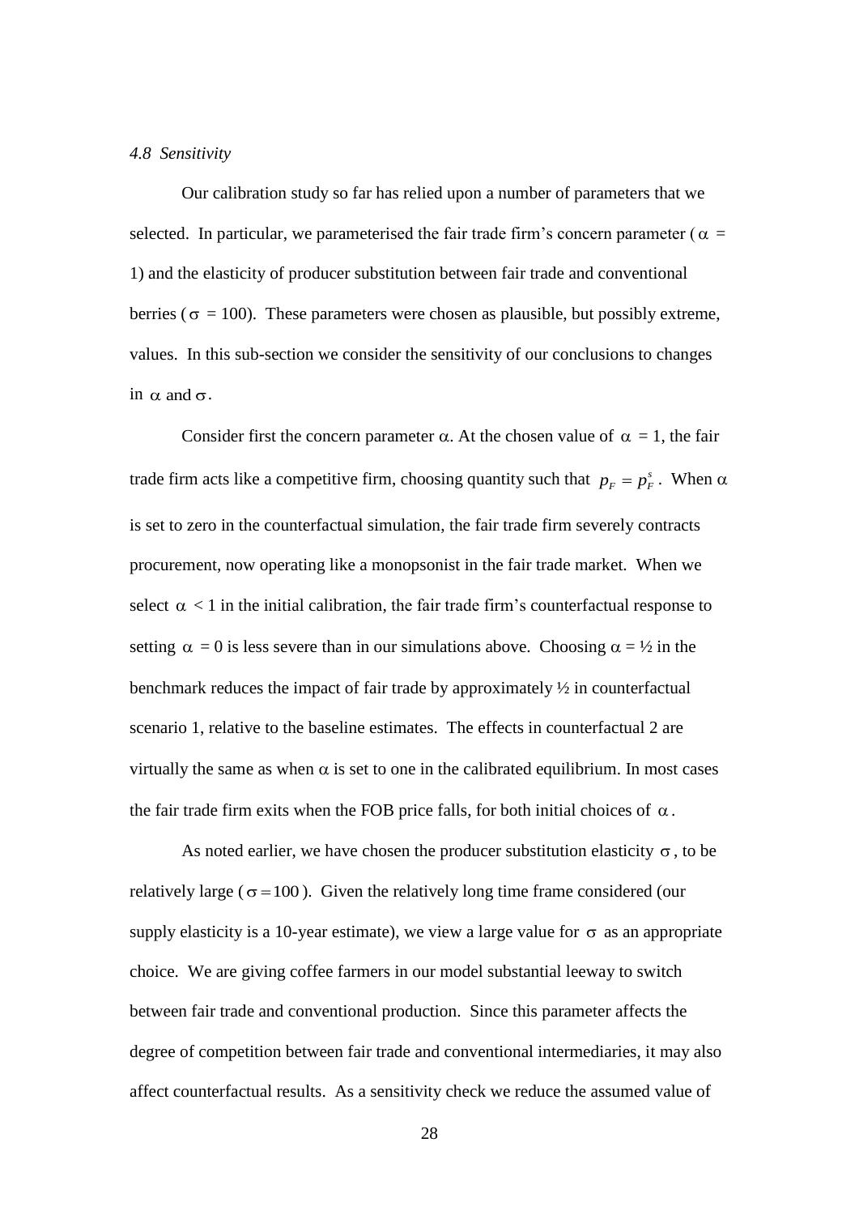### *4.8 Sensitivity*

Our calibration study so far has relied upon a number of parameters that we selected. In particular, we parameterised the fair trade firm's concern parameter ($\alpha$ = 1) and the elasticity of producer substitution between fair trade and conventional berries ($\sigma$ = 100). These parameters were chosen as plausible, but possibly extreme, values. In this sub-section we consider the sensitivity of our conclusions to changes in $\alpha$ and $\sigma$.

Consider first the concern parameter $\alpha$. At the chosen value of $\alpha$ = 1, the fair trade firm acts like a competitive firm, choosing quantity such that $p_F = p_F^s$. When $\alpha$ is set to zero in the counterfactual simulation, the fair trade firm severely contracts procurement, now operating like a monopsonist in the fair trade market. When we select $\alpha$ < 1 in the initial calibration, the fair trade firm's counterfactual response to setting $\alpha$ = 0 is less severe than in our simulations above. Choosing $\alpha$ = ½ in the benchmark reduces the impact of fair trade by approximately ½ in counterfactual scenario 1, relative to the baseline estimates. The effects in counterfactual 2 are virtually the same as when $\alpha$ is set to one in the calibrated equilibrium. In most cases the fair trade firm exits when the FOB price falls, for both initial choices of $\alpha$.

As noted earlier, we have chosen the producer substitution elasticity $\sigma$, to be relatively large ($\sigma = 100$). Given the relatively long time frame considered (our supply elasticity is a 10-year estimate), we view a large value for $\sigma$ as an appropriate choice. We are giving coffee farmers in our model substantial leeway to switch between fair trade and conventional production. Since this parameter affects the degree of competition between fair trade and conventional intermediaries, it may also affect counterfactual results. As a sensitivity check we reduce the assumed value of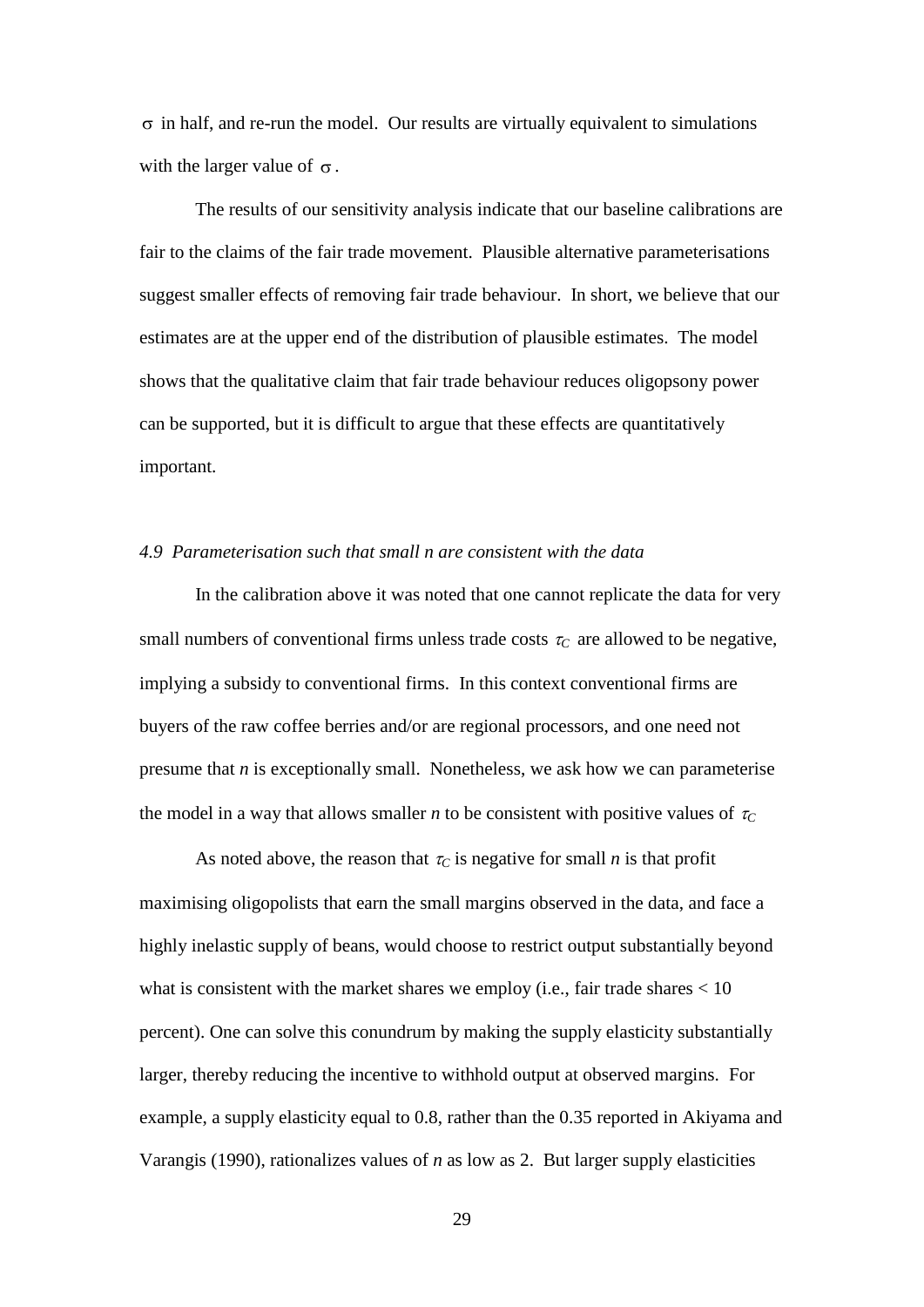$\sigma$ in half, and re-run the model. Our results are virtually equivalent to simulations with the larger value of $\sigma$.

The results of our sensitivity analysis indicate that our baseline calibrations are fair to the claims of the fair trade movement. Plausible alternative parameterisations suggest smaller effects of removing fair trade behaviour. In short, we believe that our estimates are at the upper end of the distribution of plausible estimates. The model shows that the qualitative claim that fair trade behaviour reduces oligopsony power can be supported, but it is difficult to argue that these effects are quantitatively important.

### *4.9 Parameterisation such that small n are consistent with the data*

In the calibration above it was noted that one cannot replicate the data for very small numbers of conventional firms unless trade costs $\tau_C$ are allowed to be negative, implying a subsidy to conventional firms. In this context conventional firms are buyers of the raw coffee berries and/or are regional processors, and one need not presume that *n* is exceptionally small. Nonetheless, we ask how we can parameterise the model in a way that allows smaller *n* to be consistent with positive values of $\tau_C$

As noted above, the reason that $\tau_C$ is negative for small *n* is that profit maximising oligopolists that earn the small margins observed in the data, and face a highly inelastic supply of beans, would choose to restrict output substantially beyond what is consistent with the market shares we employ (i.e., fair trade shares < 10 percent). One can solve this conundrum by making the supply elasticity substantially larger, thereby reducing the incentive to withhold output at observed margins. For example, a supply elasticity equal to 0.8, rather than the 0.35 reported in Akiyama and Varangis (1990), rationalizes values of *n* as low as 2. But larger supply elasticities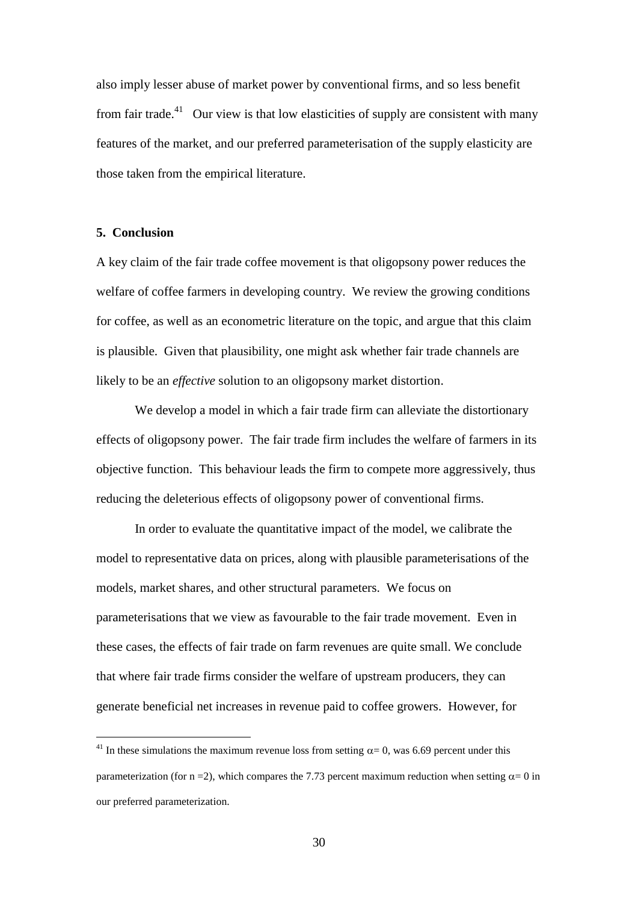also imply lesser abuse of market power by conventional firms, and so less benefit from fair trade.[41] Our view is that low elasticities of supply are consistent with many features of the market, and our preferred parameterisation of the supply elasticity are those taken from the empirical literature.

## 5. Conclusion

A key claim of the fair trade coffee movement is that oligopsony power reduces the welfare of coffee farmers in developing country. We review the growing conditions for coffee, as well as an econometric literature on the topic, and argue that this claim is plausible. Given that plausibility, one might ask whether fair trade channels are likely to be an *effective* solution to an oligopsony market distortion.

We develop a model in which a fair trade firm can alleviate the distortionary effects of oligopsony power. The fair trade firm includes the welfare of farmers in its objective function. This behaviour leads the firm to compete more aggressively, thus reducing the deleterious effects of oligopsony power of conventional firms.

In order to evaluate the quantitative impact of the model, we calibrate the model to representative data on prices, along with plausible parameterisations of the models, market shares, and other structural parameters. We focus on parameterisations that we view as favourable to the fair trade movement. Even in these cases, the effects of fair trade on farm revenues are quite small. We conclude that where fair trade firms consider the welfare of upstream producers, they can generate beneficial net increases in revenue paid to coffee growers. However, for

[41] In these simulations the maximum revenue loss from setting $\alpha = 0$, was 6.69 percent under this parameterization (for $n = 2$), which compares the 7.73 percent maximum reduction when setting $\alpha = 0$ in our preferred parameterization.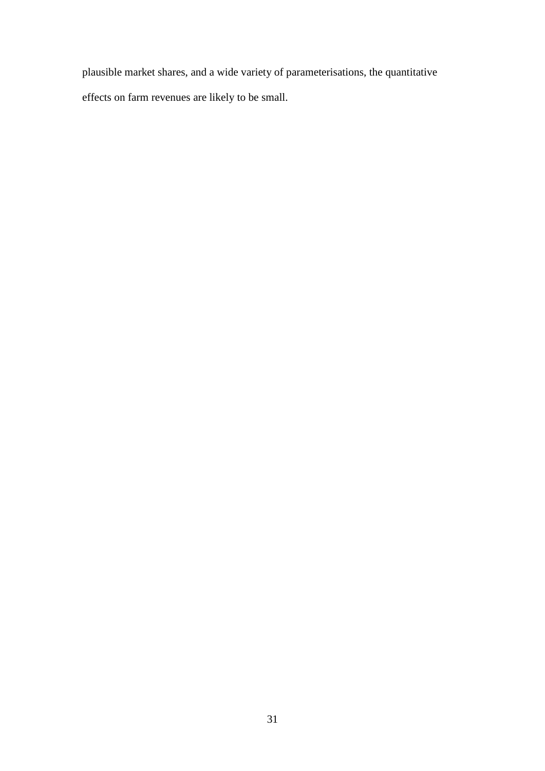plausible market shares, and a wide variety of parameterisations, the quantitative effects on farm revenues are likely to be small.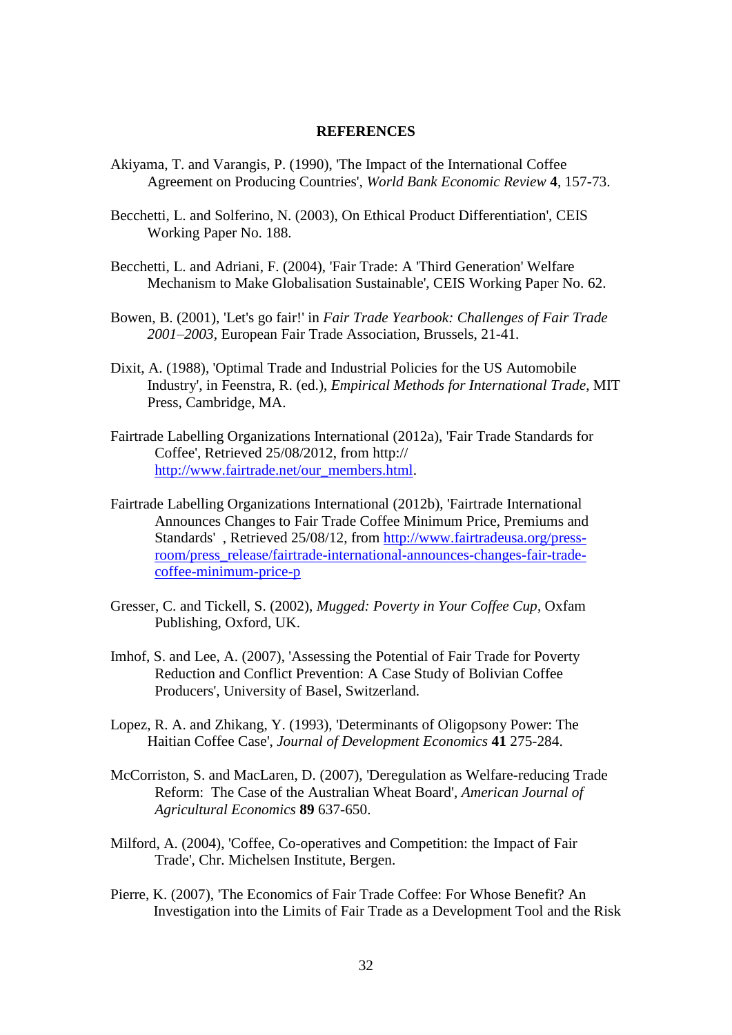## REFERENCES

Akiyama, T. and Varangis, P. (1990), 'The Impact of the International Coffee Agreement on Producing Countries', *World Bank Economic Review* **4**, 157-73.

Becchetti, L. and Solferino, N. (2003), On Ethical Product Differentiation', CEIS Working Paper No. 188.

Becchetti, L. and Adriani, F. (2004), 'Fair Trade: A 'Third Generation' Welfare Mechanism to Make Globalisation Sustainable', CEIS Working Paper No. 62.

Bowen, B. (2001), 'Let's go fair!' in *Fair Trade Yearbook: Challenges of Fair Trade 2001–2003*, European Fair Trade Association, Brussels, 21-41.

Dixit, A. (1988), 'Optimal Trade and Industrial Policies for the US Automobile Industry', in Feenstra, R. (ed.), *Empirical Methods for International Trade*, MIT Press, Cambridge, MA.

Fairtrade Labelling Organizations International (2012a), 'Fair Trade Standards for Coffee', Retrieved 25/08/2012, from http:// http://www.fairtrade.net/our_members.html.

Fairtrade Labelling Organizations International (2012b), 'Fairtrade International Announces Changes to Fair Trade Coffee Minimum Price, Premiums and Standards' , Retrieved 25/08/12, from http://www.fairtradeusa.org/press-room/press_release/fairtrade-international-announces-changes-fair-trade-coffee-minimum-price-p

Gresser, C. and Tickell, S. (2002), *Mugged: Poverty in Your Coffee Cup*, Oxfam Publishing, Oxford, UK.

Imhof, S. and Lee, A. (2007), 'Assessing the Potential of Fair Trade for Poverty Reduction and Conflict Prevention: A Case Study of Bolivian Coffee Producers', University of Basel, Switzerland.

Lopez, R. A. and Zhikang, Y. (1993), 'Determinants of Oligopsony Power: The Haitian Coffee Case', *Journal of Development Economics* **41** 275-284.

McCorriston, S. and MacLaren, D. (2007), 'Deregulation as Welfare-reducing Trade Reform: The Case of the Australian Wheat Board', *American Journal of Agricultural Economics* **89** 637-650.

Milford, A. (2004), 'Coffee, Co-operatives and Competition: the Impact of Fair Trade', Chr. Michelsen Institute, Bergen.

Pierre, K. (2007), 'The Economics of Fair Trade Coffee: For Whose Benefit? An Investigation into the Limits of Fair Trade as a Development Tool and the Risk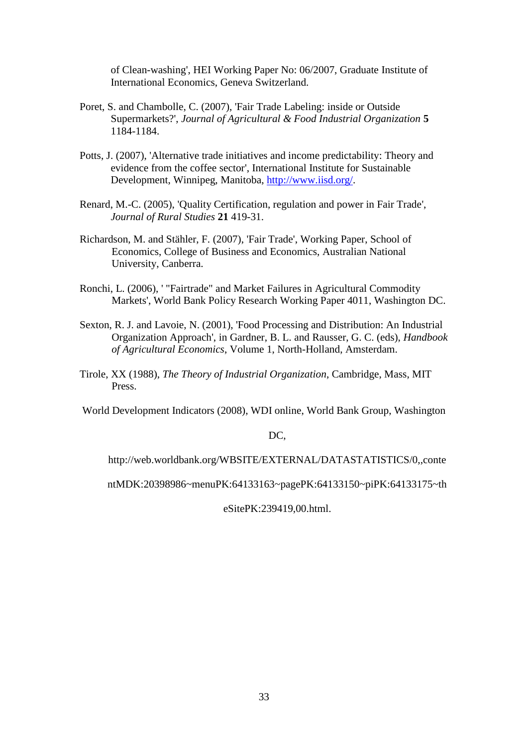of Clean-washing', HEI Working Paper No: 06/2007, Graduate Institute of International Economics, Geneva Switzerland.

Poret, S. and Chambolle, C. (2007), 'Fair Trade Labeling: inside or Outside Supermarkets?', *Journal of Agricultural & Food Industrial Organization* **5** 1184-1184.

Potts, J. (2007), 'Alternative trade initiatives and income predictability: Theory and evidence from the coffee sector', International Institute for Sustainable Development, Winnipeg, Manitoba, http://www.iisd.org/.

Renard, M.-C. (2005), 'Quality Certification, regulation and power in Fair Trade', *Journal of Rural Studies* **21** 419-31.

Richardson, M. and Stähler, F. (2007), 'Fair Trade', Working Paper, School of Economics, College of Business and Economics, Australian National University, Canberra.

Ronchi, L. (2006), ' "Fairtrade" and Market Failures in Agricultural Commodity Markets', World Bank Policy Research Working Paper 4011, Washington DC.

Sexton, R. J. and Lavoie, N. (2001), 'Food Processing and Distribution: An Industrial Organization Approach', in Gardner, B. L. and Rausser, G. C. (eds), *Handbook of Agricultural Economics*, Volume 1, North-Holland, Amsterdam.

Tirole, XX (1988), *The Theory of Industrial Organization*, Cambridge, Mass, MIT Press.

World Development Indicators (2008), WDI online, World Bank Group, Washington DC, http://web.worldbank.org/WBSITE/EXTERNAL/DATASTATISTICS/0,,contentMDK:20398986~menuPK:64133163~pagePK:64133150~piPK:64133175~theSitePK:239419,00.html.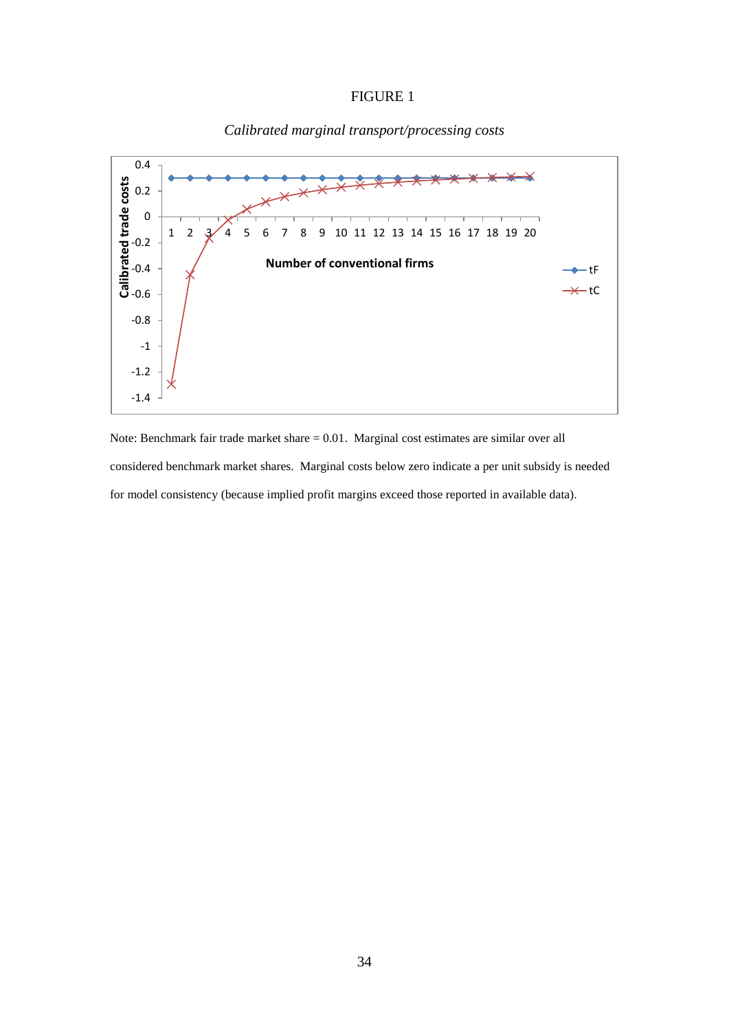FIGURE 1

*Calibrated marginal transport/processing costs*

Note: Benchmark fair trade market share = 0.01. Marginal cost estimates are similar over all considered benchmark market shares. Marginal costs below zero indicate a per unit subsidy is needed for model consistency (because implied profit margins exceed those reported in available data).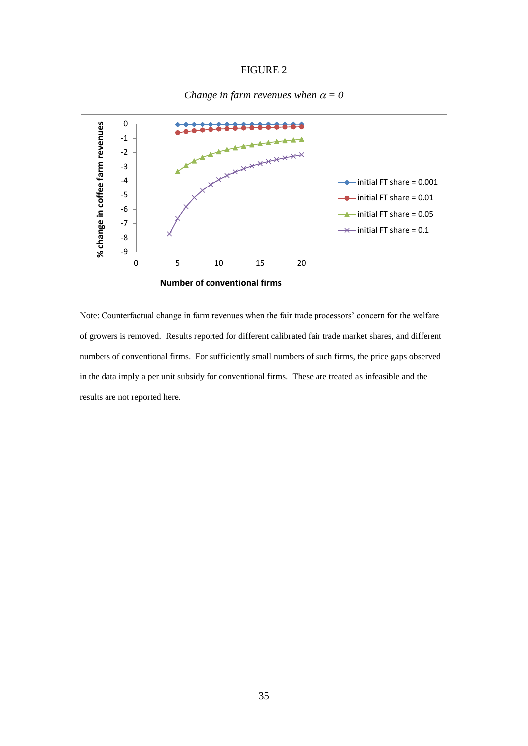FIGURE 2

*Change in farm revenues when $\alpha$ = 0*

Note: Counterfactual change in farm revenues when the fair trade processors' concern for the welfare of growers is removed. Results reported for different calibrated fair trade market shares, and different numbers of conventional firms. For sufficiently small numbers of such firms, the price gaps observed in the data imply a per unit subsidy for conventional firms. These are treated as infeasible and the results are not reported here.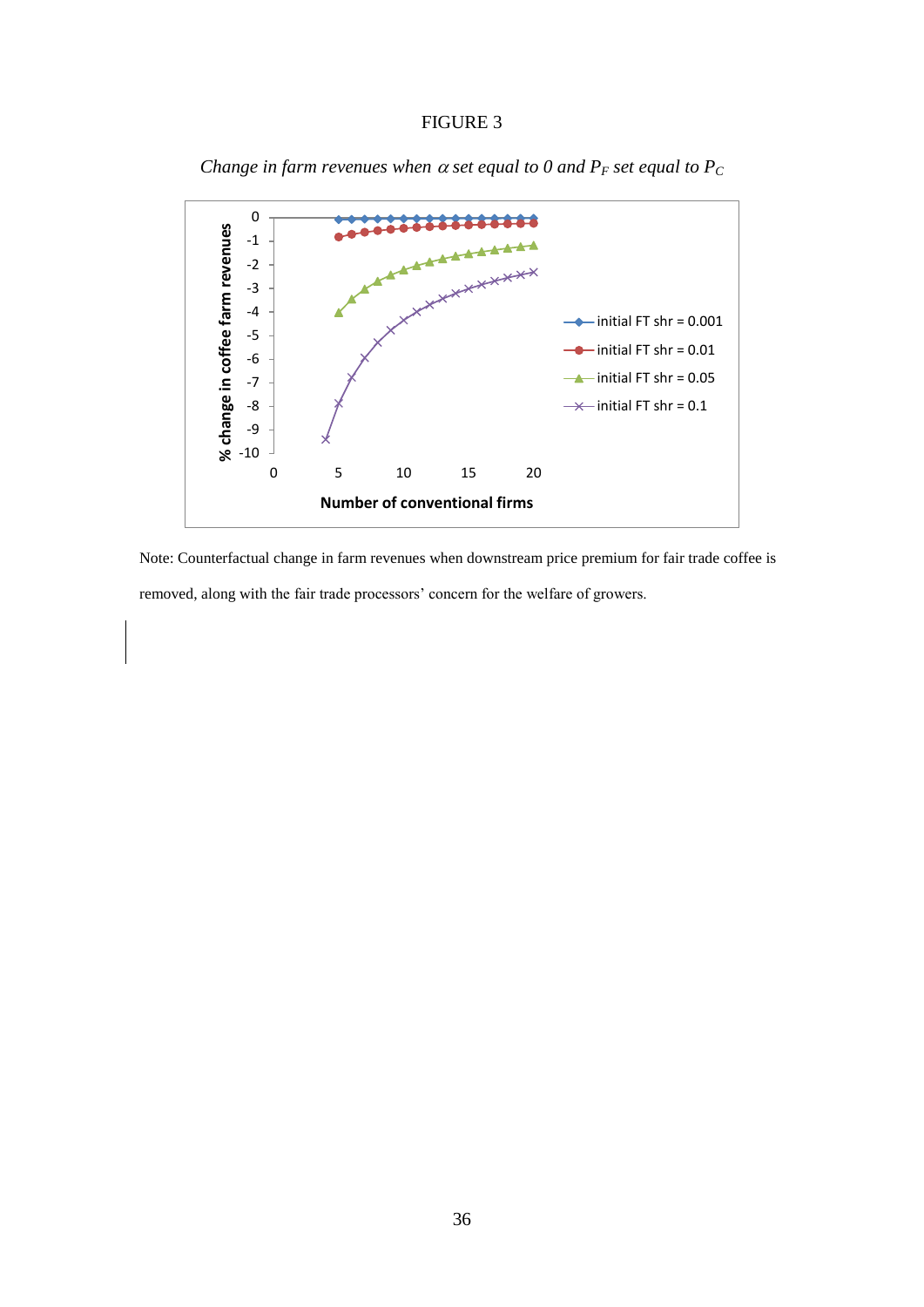FIGURE 3

*Change in farm revenues when $\alpha$ set equal to 0 and $P_F$ set equal to $P_C$*

Note: Counterfactual change in farm revenues when downstream price premium for fair trade coffee is removed, along with the fair trade processors' concern for the welfare of growers.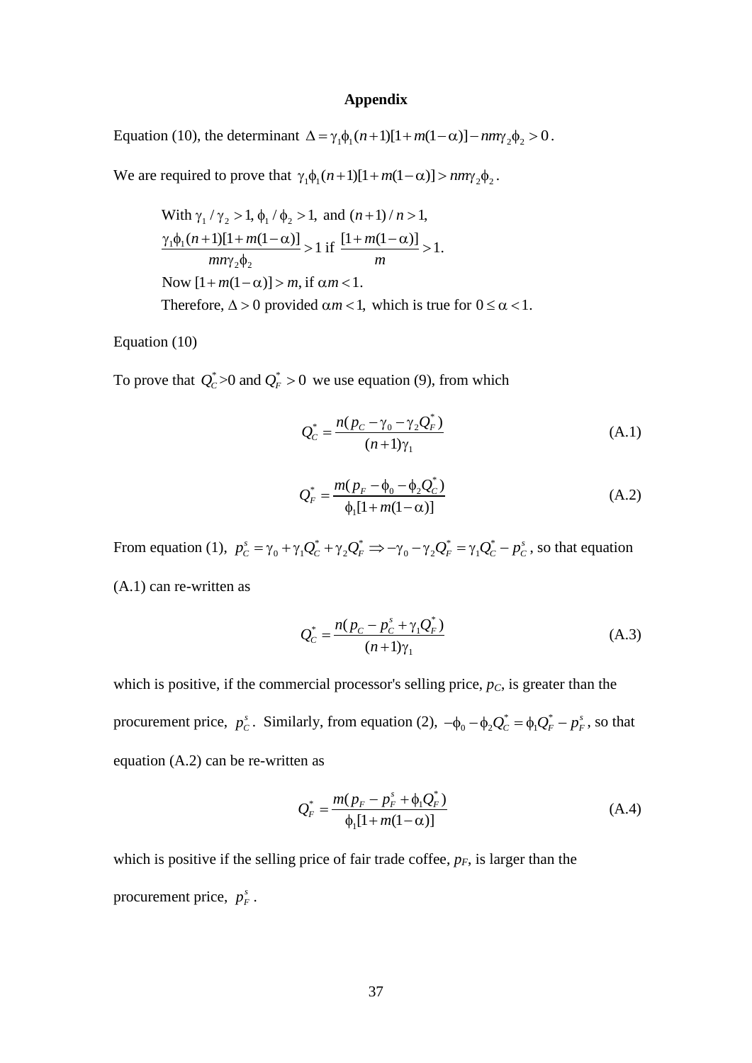## Appendix

Equation (10), the determinant $\Delta = \gamma_1\phi_1(n+1)[1+m(1-\alpha)] - nm\gamma_2\phi_2 > 0$.

We are required to prove that $\gamma_1\phi_1(n+1)[1+m(1-\alpha)] > nm\gamma_2\phi_2$.

> With $\gamma_1/\gamma_2 > 1$, $\phi_1/\phi_2 > 1$, and $(n+1)/n > 1$,
>
> $\dfrac{\gamma_1\phi_1(n+1)[1+m(1-\alpha)]}{mn\gamma_2\phi_2} > 1$ if $\dfrac{[1+m(1-\alpha)]}{m} > 1.$
>
> Now $[1+m(1-\alpha)] > m$, if $\alpha m < 1$.
>
> Therefore, $\Delta > 0$ provided $\alpha m < 1$, which is true for $0 \leq \alpha < 1$.

Equation (10)

To prove that $Q_C^* > 0$ and $Q_F^* > 0$ we use equation (9), from which

$$Q_C^* = \frac{n(p_C - \gamma_0 - \gamma_2 Q_F^*)}{(n+1)\gamma_1} \tag{A.1}$$

$$Q_F^* = \frac{m(p_F - \phi_0 - \phi_2 Q_C^*)}{\phi_1[1+m(1-\alpha)]} \tag{A.2}$$

From equation (1), $p_C^s = \gamma_0 + \gamma_1 Q_C^* + \gamma_2 Q_F^* \Rightarrow -\gamma_0 - \gamma_2 Q_F^* = \gamma_1 Q_C^* - p_C^s$, so that equation (A.1) can re-written as

$$Q_C^* = \frac{n(p_C - p_C^s + \gamma_1 Q_F^*)}{(n+1)\gamma_1} \tag{A.3}$$

which is positive, if the commercial processor's selling price, $p_C$, is greater than the procurement price, $p_C^s$. Similarly, from equation (2), $-\phi_0 - \phi_2 Q_C^* = \phi_1 Q_F^* - p_F^s$, so that equation (A.2) can be re-written as

$$Q_F^* = \frac{m(p_F - p_F^s + \phi_1 Q_F^*)}{\phi_1[1+m(1-\alpha)]} \tag{A.4}$$

which is positive if the selling price of fair trade coffee, $p_F$, is larger than the procurement price, $p_F^s$.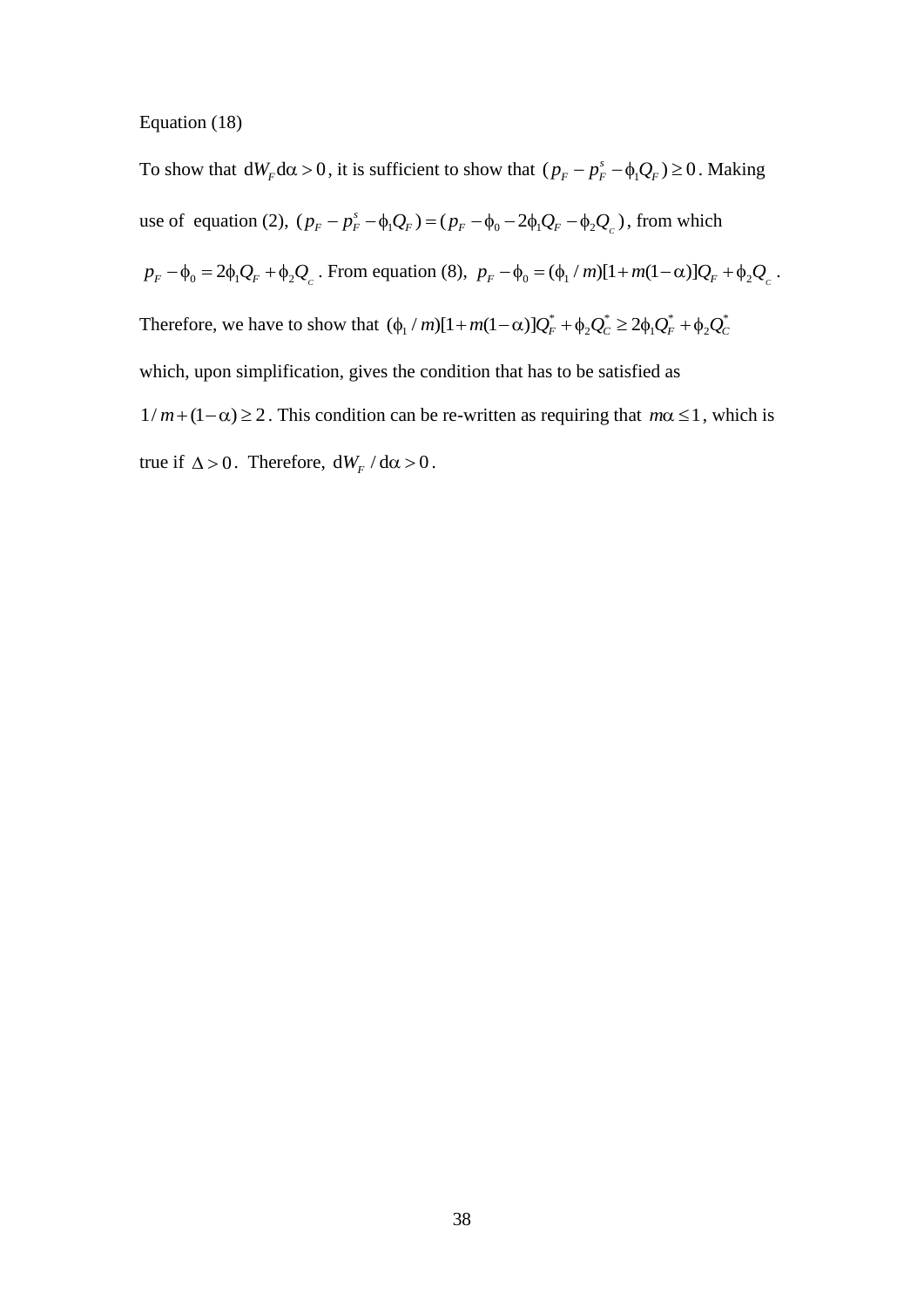Equation (18)

To show that $\mathrm{d}W_F \mathrm{d}\alpha > 0$, it is sufficient to show that $(p_F - p_F^s - \phi_1 Q_F) \geq 0$. Making use of equation (2), $(p_F - p_F^s - \phi_1 Q_F) = (p_F - \phi_0 - 2\phi_1 Q_F - \phi_2 Q_c)$, from which $p_F - \phi_0 = 2\phi_1 Q_F + \phi_2 Q_c$. From equation (8), $p_F - \phi_0 = (\phi_1 / m)[1 + m(1-\alpha)]Q_F + \phi_2 Q_c$.

Therefore, we have to show that $(\phi_1 / m)[1 + m(1-\alpha)]Q_F^* + \phi_2 Q_C^* \geq 2\phi_1 Q_F^* + \phi_2 Q_C^*$ which, upon simplification, gives the condition that has to be satisfied as $1/m + (1-\alpha) \geq 2$. This condition can be re-written as requiring that $m\alpha \leq 1$, which is true if $\Delta > 0$. Therefore, $\mathrm{d}W_F / \mathrm{d}\alpha > 0$.